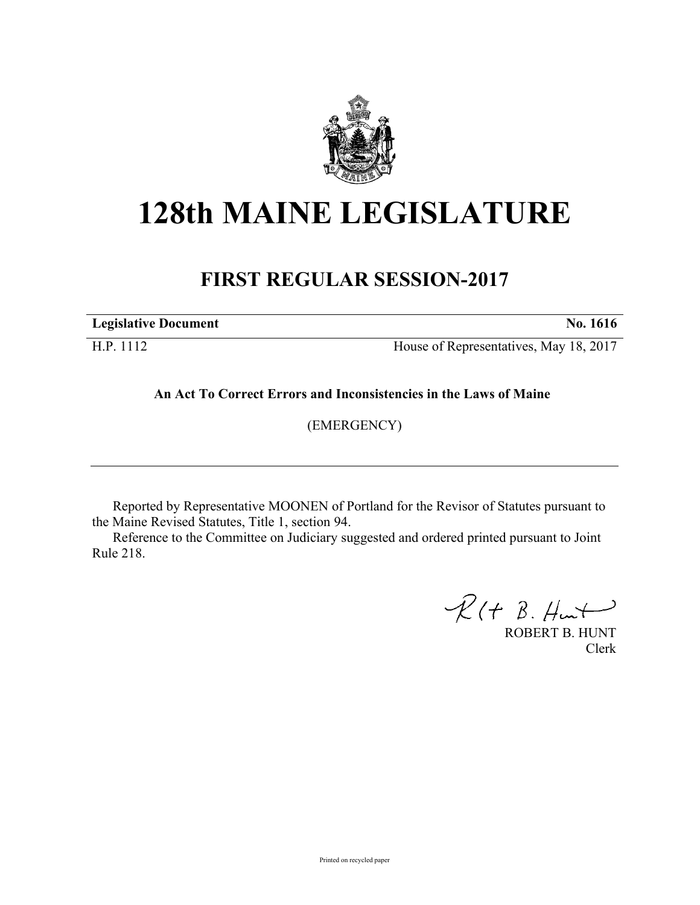# 128th MAINE LEGISLATURE

## FIRST REGULAR SESSION-2017

| **Legislative Document** | **No. 1616** |
|---|---|
| H.P. 1112 | House of Representatives, May 18, 2017 |

**An Act To Correct Errors and Inconsistencies in the Laws of Maine**

(EMERGENCY)

---

Reported by Representative MOONEN of Portland for the Revisor of Statutes pursuant to the Maine Revised Statutes, Title 1, section 94.

Reference to the Committee on Judiciary suggested and ordered printed pursuant to Joint Rule 218.

ROBERT B. HUNT
Clerk

Printed on recycled paper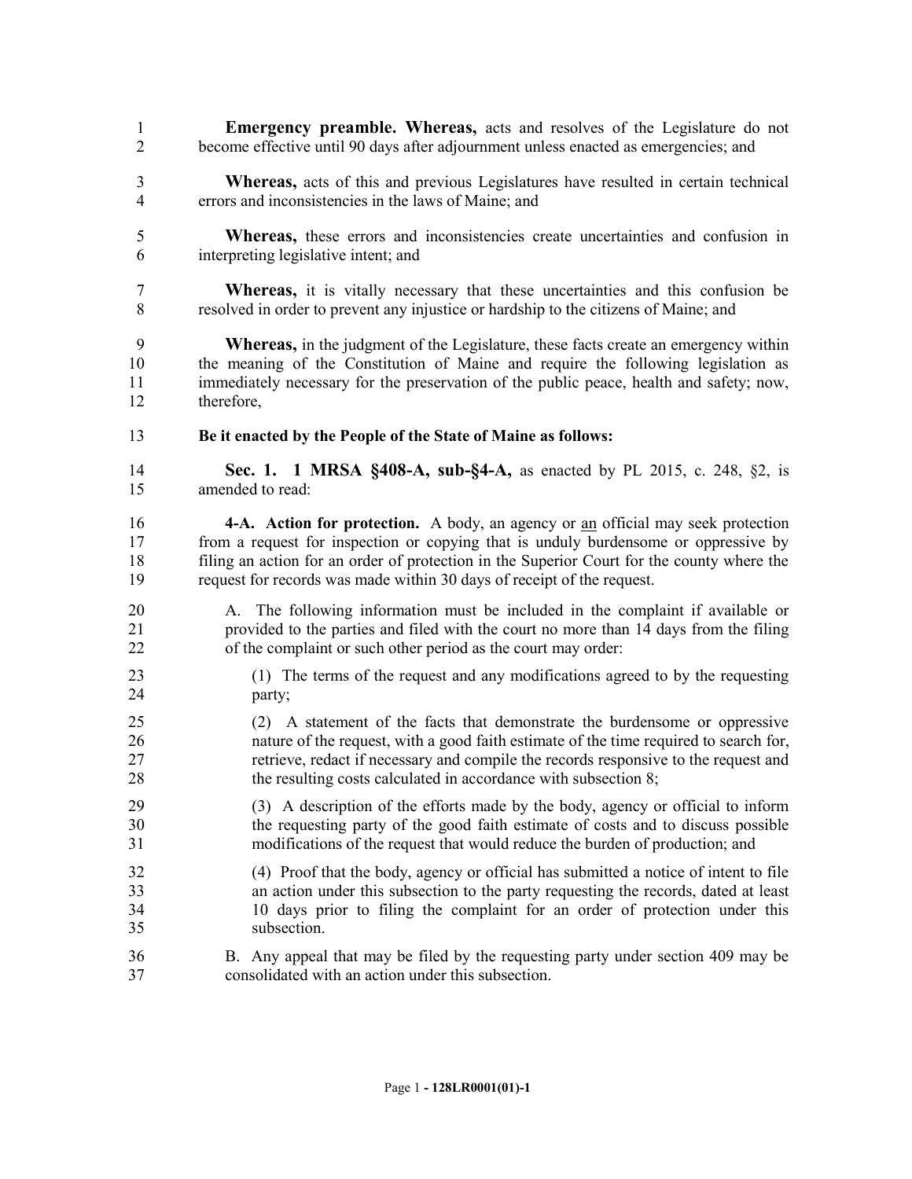**Emergency preamble. Whereas,** acts and resolves of the Legislature do not become effective until 90 days after adjournment unless enacted as emergencies; and

**Whereas,** acts of this and previous Legislatures have resulted in certain technical errors and inconsistencies in the laws of Maine; and

**Whereas,** these errors and inconsistencies create uncertainties and confusion in interpreting legislative intent; and

**Whereas,** it is vitally necessary that these uncertainties and this confusion be resolved in order to prevent any injustice or hardship to the citizens of Maine; and

**Whereas,** in the judgment of the Legislature, these facts create an emergency within the meaning of the Constitution of Maine and require the following legislation as immediately necessary for the preservation of the public peace, health and safety; now, therefore,

**Be it enacted by the People of the State of Maine as follows:**

**Sec. 1. 1 MRSA §408-A, sub-§4-A,** as enacted by PL 2015, c. 248, §2, is amended to read:

**4-A. Action for protection.** A body, an agency or <u>an</u> official may seek protection from a request for inspection or copying that is unduly burdensome or oppressive by filing an action for an order of protection in the Superior Court for the county where the request for records was made within 30 days of receipt of the request.

A. The following information must be included in the complaint if available or provided to the parties and filed with the court no more than 14 days from the filing of the complaint or such other period as the court may order:

(1) The terms of the request and any modifications agreed to by the requesting party;

(2) A statement of the facts that demonstrate the burdensome or oppressive nature of the request, with a good faith estimate of the time required to search for, retrieve, redact if necessary and compile the records responsive to the request and the resulting costs calculated in accordance with subsection 8;

(3) A description of the efforts made by the body, agency or official to inform the requesting party of the good faith estimate of costs and to discuss possible modifications of the request that would reduce the burden of production; and

(4) Proof that the body, agency or official has submitted a notice of intent to file an action under this subsection to the party requesting the records, dated at least 10 days prior to filing the complaint for an order of protection under this subsection.

B. Any appeal that may be filed by the requesting party under section 409 may be consolidated with an action under this subsection.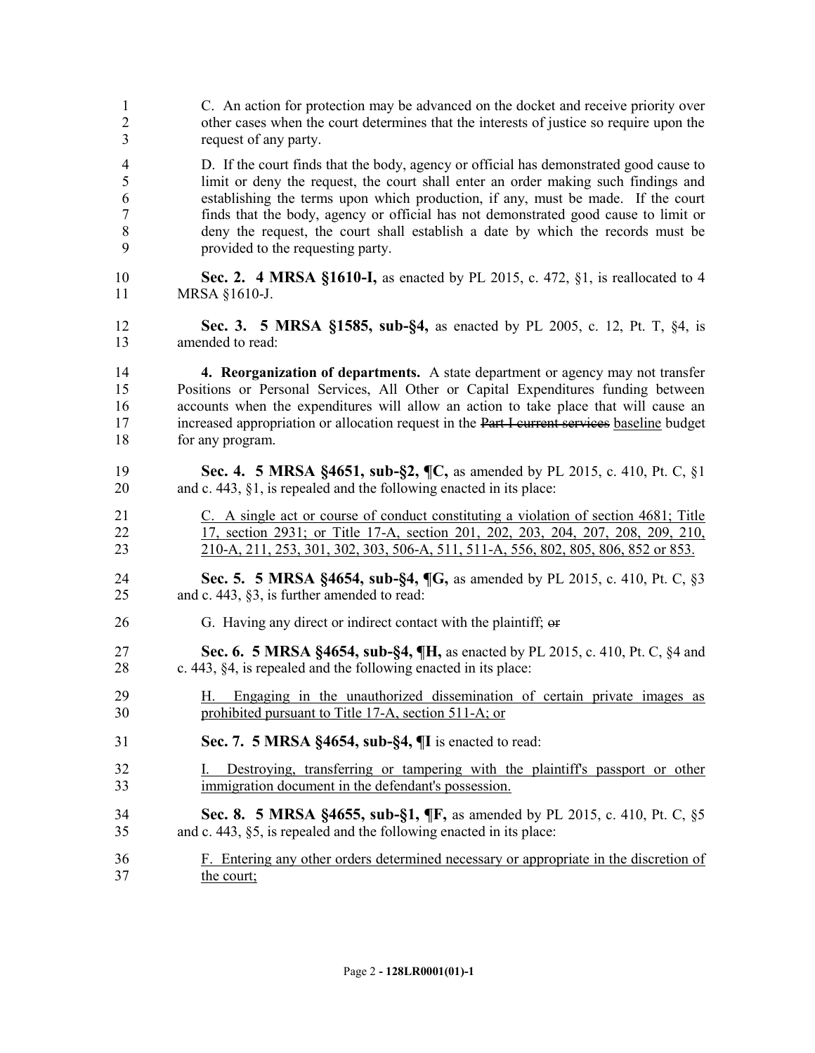C. An action for protection may be advanced on the docket and receive priority over other cases when the court determines that the interests of justice so require upon the request of any party.

D. If the court finds that the body, agency or official has demonstrated good cause to limit or deny the request, the court shall enter an order making such findings and establishing the terms upon which production, if any, must be made. If the court finds that the body, agency or official has not demonstrated good cause to limit or deny the request, the court shall establish a date by which the records must be provided to the requesting party.

**Sec. 2. 4 MRSA §1610-I,** as enacted by PL 2015, c. 472, §1, is reallocated to 4 MRSA §1610-J.

**Sec. 3. 5 MRSA §1585, sub-§4,** as enacted by PL 2005, c. 12, Pt. T, §4, is amended to read:

**4. Reorganization of departments.** A state department or agency may not transfer Positions or Personal Services, All Other or Capital Expenditures funding between accounts when the expenditures will allow an action to take place that will cause an increased appropriation or allocation request in the ~~Part I current services~~ baseline budget for any program.

**Sec. 4. 5 MRSA §4651, sub-§2, ¶C,** as amended by PL 2015, c. 410, Pt. C, §1 and c. 443, §1, is repealed and the following enacted in its place:

C. A single act or course of conduct constituting a violation of section 4681; Title 17, section 2931; or Title 17-A, section 201, 202, 203, 204, 207, 208, 209, 210, 210-A, 211, 253, 301, 302, 303, 506-A, 511, 511-A, 556, 802, 805, 806, 852 or 853.

**Sec. 5. 5 MRSA §4654, sub-§4, ¶G,** as amended by PL 2015, c. 410, Pt. C, §3 and c. 443, §3, is further amended to read:

G. Having any direct or indirect contact with the plaintiff; ~~or~~

**Sec. 6. 5 MRSA §4654, sub-§4, ¶H,** as enacted by PL 2015, c. 410, Pt. C, §4 and c. 443, §4, is repealed and the following enacted in its place:

H. Engaging in the unauthorized dissemination of certain private images as prohibited pursuant to Title 17-A, section 511-A; or

**Sec. 7. 5 MRSA §4654, sub-§4, ¶I** is enacted to read:

I. Destroying, transferring or tampering with the plaintiff's passport or other immigration document in the defendant's possession.

**Sec. 8. 5 MRSA §4655, sub-§1, ¶F,** as amended by PL 2015, c. 410, Pt. C, §5 and c. 443, §5, is repealed and the following enacted in its place:

F. Entering any other orders determined necessary or appropriate in the discretion of the court;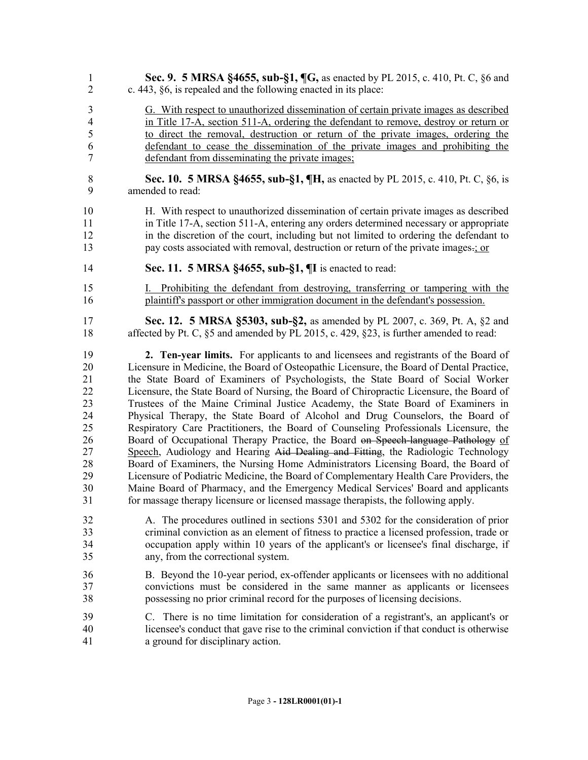**Sec. 9. 5 MRSA §4655, sub-§1, ¶G,** as enacted by PL 2015, c. 410, Pt. C, §6 and c. 443, §6, is repealed and the following enacted in its place:

G. With respect to unauthorized dissemination of certain private images as described in Title 17-A, section 511-A, ordering the defendant to remove, destroy or return or to direct the removal, destruction or return of the private images, ordering the defendant to cease the dissemination of the private images and prohibiting the defendant from disseminating the private images;

**Sec. 10. 5 MRSA §4655, sub-§1, ¶H,** as enacted by PL 2015, c. 410, Pt. C, §6, is amended to read:

H. With respect to unauthorized dissemination of certain private images as described in Title 17-A, section 511-A, entering any orders determined necessary or appropriate in the discretion of the court, including but not limited to ordering the defendant to pay costs associated with removal, destruction or return of the private images~~.~~; or

**Sec. 11. 5 MRSA §4655, sub-§1, ¶I** is enacted to read:

I. Prohibiting the defendant from destroying, transferring or tampering with the plaintiff's passport or other immigration document in the defendant's possession.

**Sec. 12. 5 MRSA §5303, sub-§2,** as amended by PL 2007, c. 369, Pt. A, §2 and affected by Pt. C, §5 and amended by PL 2015, c. 429, §23, is further amended to read:

**2. Ten-year limits.** For applicants to and licensees and registrants of the Board of Licensure in Medicine, the Board of Osteopathic Licensure, the Board of Dental Practice, the State Board of Examiners of Psychologists, the State Board of Social Worker Licensure, the State Board of Nursing, the Board of Chiropractic Licensure, the Board of Trustees of the Maine Criminal Justice Academy, the State Board of Examiners in Physical Therapy, the State Board of Alcohol and Drug Counselors, the Board of Respiratory Care Practitioners, the Board of Counseling Professionals Licensure, the Board of Occupational Therapy Practice, the Board ~~on Speech-language Pathology~~ of Speech, Audiology and Hearing ~~Aid Dealing and Fitting~~, the Radiologic Technology Board of Examiners, the Nursing Home Administrators Licensing Board, the Board of Licensure of Podiatric Medicine, the Board of Complementary Health Care Providers, the Maine Board of Pharmacy, and the Emergency Medical Services' Board and applicants for massage therapy licensure or licensed massage therapists, the following apply.

A. The procedures outlined in sections 5301 and 5302 for the consideration of prior criminal conviction as an element of fitness to practice a licensed profession, trade or occupation apply within 10 years of the applicant's or licensee's final discharge, if any, from the correctional system.

B. Beyond the 10-year period, ex-offender applicants or licensees with no additional convictions must be considered in the same manner as applicants or licensees possessing no prior criminal record for the purposes of licensing decisions.

C. There is no time limitation for consideration of a registrant's, an applicant's or licensee's conduct that gave rise to the criminal conviction if that conduct is otherwise a ground for disciplinary action.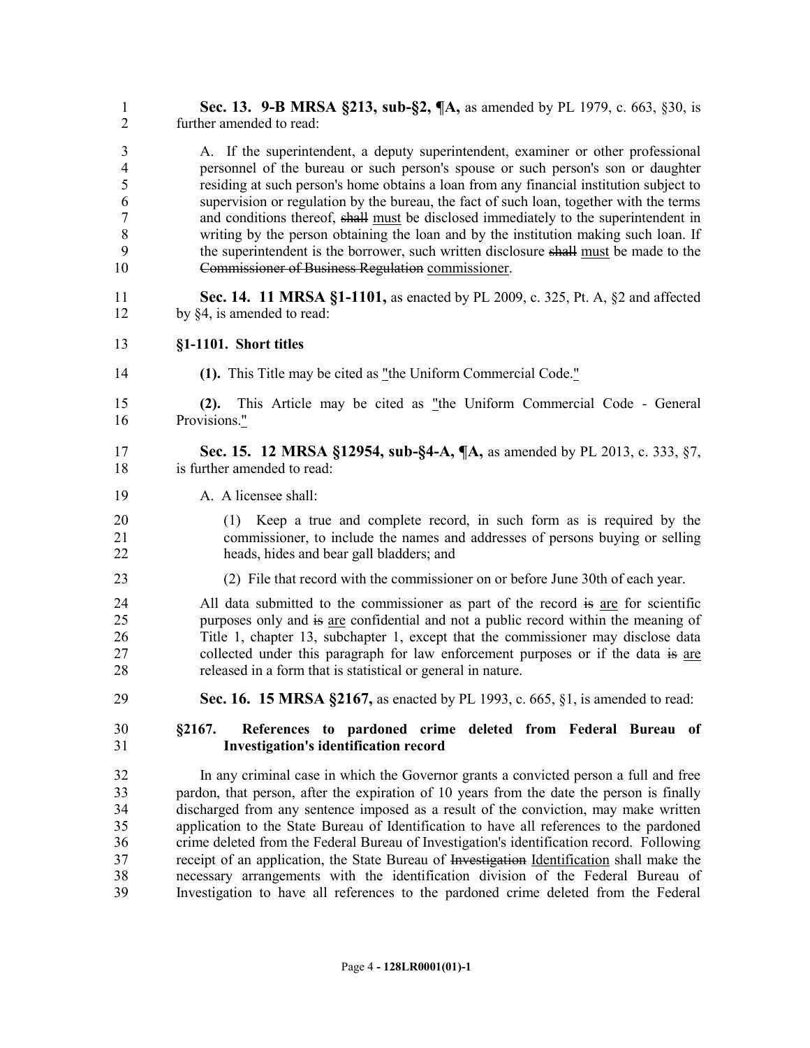**Sec. 13. 9-B MRSA §213, sub-§2, ¶A,** as amended by PL 1979, c. 663, §30, is further amended to read:

A. If the superintendent, a deputy superintendent, examiner or other professional personnel of the bureau or such person's spouse or such person's son or daughter residing at such person's home obtains a loan from any financial institution subject to supervision or regulation by the bureau, the fact of such loan, together with the terms and conditions thereof, ~~shall~~ must be disclosed immediately to the superintendent in writing by the person obtaining the loan and by the institution making such loan. If the superintendent is the borrower, such written disclosure ~~shall~~ must be made to the ~~Commissioner of Business Regulation~~ commissioner.

**Sec. 14. 11 MRSA §1-1101,** as enacted by PL 2009, c. 325, Pt. A, §2 and affected by §4, is amended to read:

**§1-1101. Short titles**

**(1).** This Title may be cited as "the Uniform Commercial Code."

**(2).** This Article may be cited as "the Uniform Commercial Code - General Provisions."

**Sec. 15. 12 MRSA §12954, sub-§4-A, ¶A,** as amended by PL 2013, c. 333, §7, is further amended to read:

A. A licensee shall:

(1) Keep a true and complete record, in such form as is required by the commissioner, to include the names and addresses of persons buying or selling heads, hides and bear gall bladders; and

(2) File that record with the commissioner on or before June 30th of each year.

All data submitted to the commissioner as part of the record ~~is~~ are for scientific purposes only and ~~is~~ are confidential and not a public record within the meaning of Title 1, chapter 13, subchapter 1, except that the commissioner may disclose data collected under this paragraph for law enforcement purposes or if the data ~~is~~ are released in a form that is statistical or general in nature.

**Sec. 16. 15 MRSA §2167,** as enacted by PL 1993, c. 665, §1, is amended to read:

**§2167. References to pardoned crime deleted from Federal Bureau of Investigation's identification record**

In any criminal case in which the Governor grants a convicted person a full and free pardon, that person, after the expiration of 10 years from the date the person is finally discharged from any sentence imposed as a result of the conviction, may make written application to the State Bureau of Identification to have all references to the pardoned crime deleted from the Federal Bureau of Investigation's identification record. Following receipt of an application, the State Bureau of ~~Investigation~~ Identification shall make the necessary arrangements with the identification division of the Federal Bureau of Investigation to have all references to the pardoned crime deleted from the Federal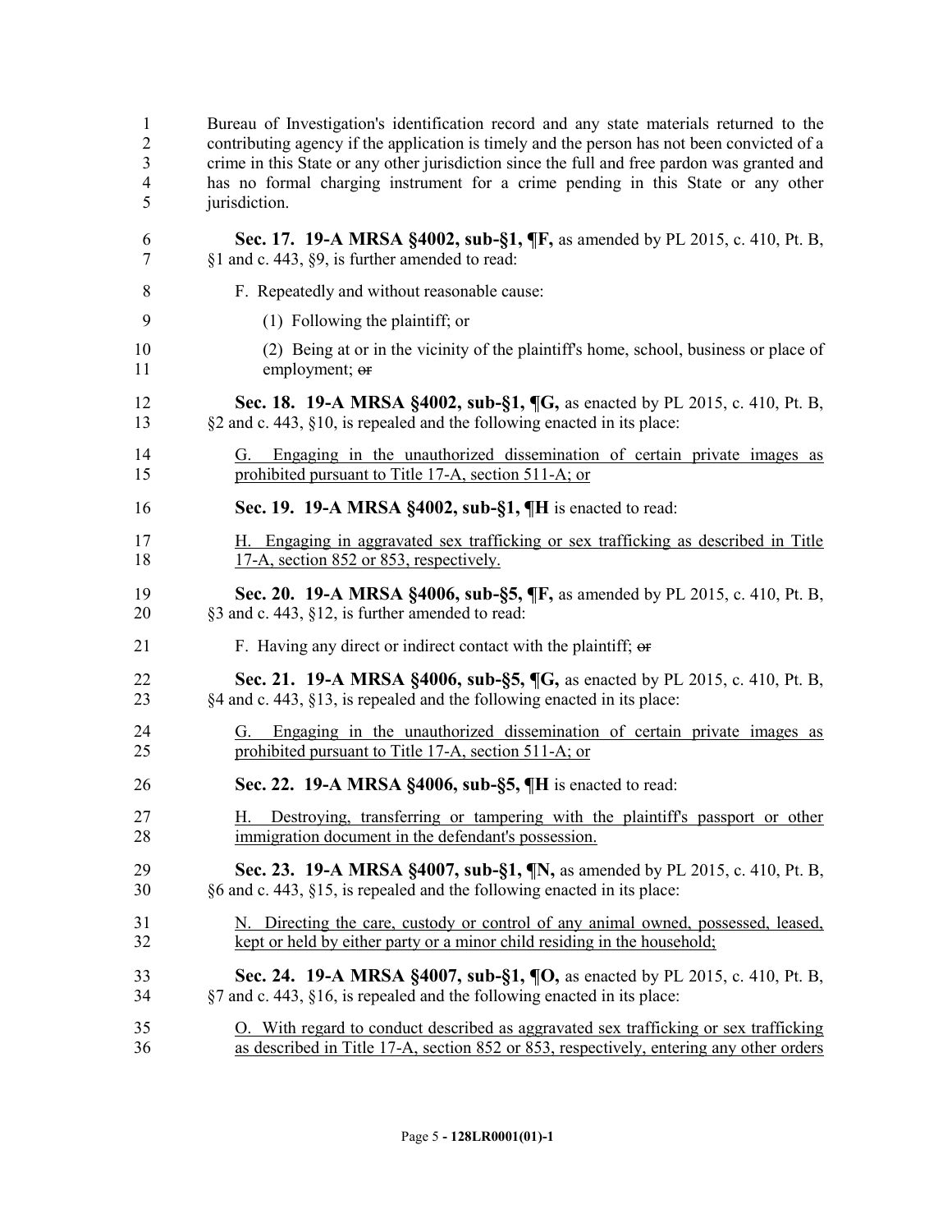Bureau of Investigation's identification record and any state materials returned to the contributing agency if the application is timely and the person has not been convicted of a crime in this State or any other jurisdiction since the full and free pardon was granted and has no formal charging instrument for a crime pending in this State or any other jurisdiction.

**Sec. 17. 19-A MRSA §4002, sub-§1, ¶F,** as amended by PL 2015, c. 410, Pt. B, §1 and c. 443, §9, is further amended to read:

F. Repeatedly and without reasonable cause:

(1) Following the plaintiff; or

(2) Being at or in the vicinity of the plaintiff's home, school, business or place of employment; ~~or~~

**Sec. 18. 19-A MRSA §4002, sub-§1, ¶G,** as enacted by PL 2015, c. 410, Pt. B, §2 and c. 443, §10, is repealed and the following enacted in its place:

G. Engaging in the unauthorized dissemination of certain private images as prohibited pursuant to Title 17-A, section 511-A; or

**Sec. 19. 19-A MRSA §4002, sub-§1, ¶H** is enacted to read:

H. Engaging in aggravated sex trafficking or sex trafficking as described in Title 17-A, section 852 or 853, respectively.

**Sec. 20. 19-A MRSA §4006, sub-§5, ¶F,** as amended by PL 2015, c. 410, Pt. B, §3 and c. 443, §12, is further amended to read:

F. Having any direct or indirect contact with the plaintiff; ~~or~~

**Sec. 21. 19-A MRSA §4006, sub-§5, ¶G,** as enacted by PL 2015, c. 410, Pt. B, §4 and c. 443, §13, is repealed and the following enacted in its place:

G. Engaging in the unauthorized dissemination of certain private images as prohibited pursuant to Title 17-A, section 511-A; or

**Sec. 22. 19-A MRSA §4006, sub-§5, ¶H** is enacted to read:

H. Destroying, transferring or tampering with the plaintiff's passport or other immigration document in the defendant's possession.

**Sec. 23. 19-A MRSA §4007, sub-§1, ¶N,** as amended by PL 2015, c. 410, Pt. B, §6 and c. 443, §15, is repealed and the following enacted in its place:

N. Directing the care, custody or control of any animal owned, possessed, leased, kept or held by either party or a minor child residing in the household;

**Sec. 24. 19-A MRSA §4007, sub-§1, ¶O,** as enacted by PL 2015, c. 410, Pt. B, §7 and c. 443, §16, is repealed and the following enacted in its place:

O. With regard to conduct described as aggravated sex trafficking or sex trafficking as described in Title 17-A, section 852 or 853, respectively, entering any other orders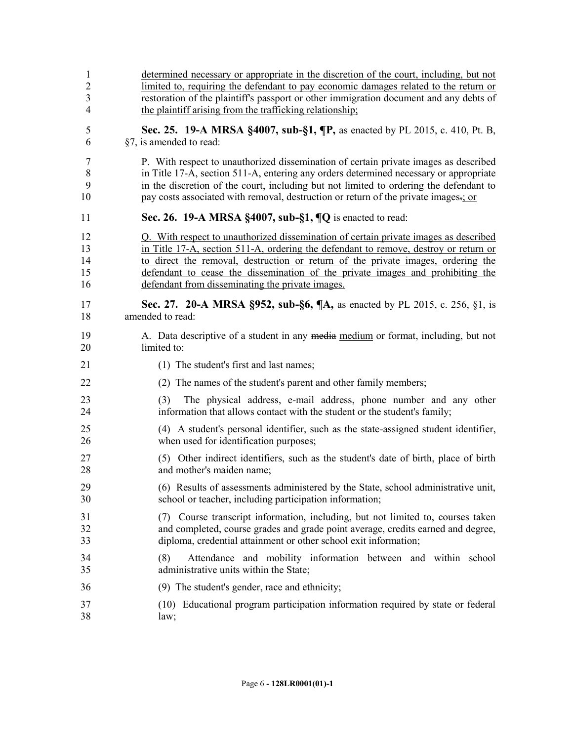determined necessary or appropriate in the discretion of the court, including, but not limited to, requiring the defendant to pay economic damages related to the return or restoration of the plaintiff's passport or other immigration document and any debts of the plaintiff arising from the trafficking relationship;

**Sec. 25. 19-A MRSA §4007, sub-§1, ¶P,** as enacted by PL 2015, c. 410, Pt. B, §7, is amended to read:

P. With respect to unauthorized dissemination of certain private images as described in Title 17-A, section 511-A, entering any orders determined necessary or appropriate in the discretion of the court, including but not limited to ordering the defendant to pay costs associated with removal, destruction or return of the private images.; or

**Sec. 26. 19-A MRSA §4007, sub-§1, ¶Q** is enacted to read:

Q. With respect to unauthorized dissemination of certain private images as described in Title 17-A, section 511-A, ordering the defendant to remove, destroy or return or to direct the removal, destruction or return of the private images, ordering the defendant to cease the dissemination of the private images and prohibiting the defendant from disseminating the private images.

**Sec. 27. 20-A MRSA §952, sub-§6, ¶A,** as enacted by PL 2015, c. 256, §1, is amended to read:

A. Data descriptive of a student in any media medium or format, including, but not limited to:

(1) The student's first and last names;

(2) The names of the student's parent and other family members;

(3) The physical address, e-mail address, phone number and any other information that allows contact with the student or the student's family;

(4) A student's personal identifier, such as the state-assigned student identifier, when used for identification purposes;

(5) Other indirect identifiers, such as the student's date of birth, place of birth and mother's maiden name;

(6) Results of assessments administered by the State, school administrative unit, school or teacher, including participation information;

(7) Course transcript information, including, but not limited to, courses taken and completed, course grades and grade point average, credits earned and degree, diploma, credential attainment or other school exit information;

(8) Attendance and mobility information between and within school administrative units within the State;

(9) The student's gender, race and ethnicity;

(10) Educational program participation information required by state or federal law;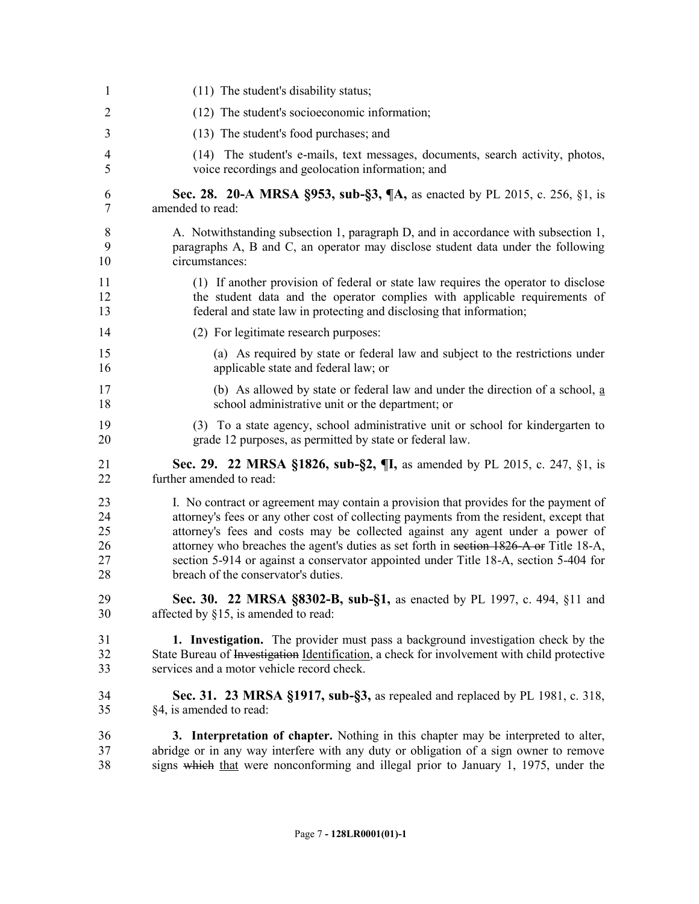(11) The student's disability status;

(12) The student's socioeconomic information;

(13) The student's food purchases; and

(14) The student's e-mails, text messages, documents, search activity, photos, voice recordings and geolocation information; and

**Sec. 28. 20-A MRSA §953, sub-§3, ¶A,** as enacted by PL 2015, c. 256, §1, is amended to read:

A. Notwithstanding subsection 1, paragraph D, and in accordance with subsection 1, paragraphs A, B and C, an operator may disclose student data under the following circumstances:

(1) If another provision of federal or state law requires the operator to disclose the student data and the operator complies with applicable requirements of federal and state law in protecting and disclosing that information;

(2) For legitimate research purposes:

(a) As required by state or federal law and subject to the restrictions under applicable state and federal law; or

(b) As allowed by state or federal law and under the direction of a school, a school administrative unit or the department; or

(3) To a state agency, school administrative unit or school for kindergarten to grade 12 purposes, as permitted by state or federal law.

**Sec. 29. 22 MRSA §1826, sub-§2, ¶I,** as amended by PL 2015, c. 247, §1, is further amended to read:

I. No contract or agreement may contain a provision that provides for the payment of attorney's fees or any other cost of collecting payments from the resident, except that attorney's fees and costs may be collected against any agent under a power of attorney who breaches the agent's duties as set forth in ~~section 1826-A or~~ Title 18-A, section 5-914 or against a conservator appointed under Title 18-A, section 5-404 for breach of the conservator's duties.

**Sec. 30. 22 MRSA §8302-B, sub-§1,** as enacted by PL 1997, c. 494, §11 and affected by §15, is amended to read:

**1. Investigation.** The provider must pass a background investigation check by the State Bureau of ~~Investigation~~ Identification, a check for involvement with child protective services and a motor vehicle record check.

**Sec. 31. 23 MRSA §1917, sub-§3,** as repealed and replaced by PL 1981, c. 318, §4, is amended to read:

**3. Interpretation of chapter.** Nothing in this chapter may be interpreted to alter, abridge or in any way interfere with any duty or obligation of a sign owner to remove signs ~~which~~ that were nonconforming and illegal prior to January 1, 1975, under the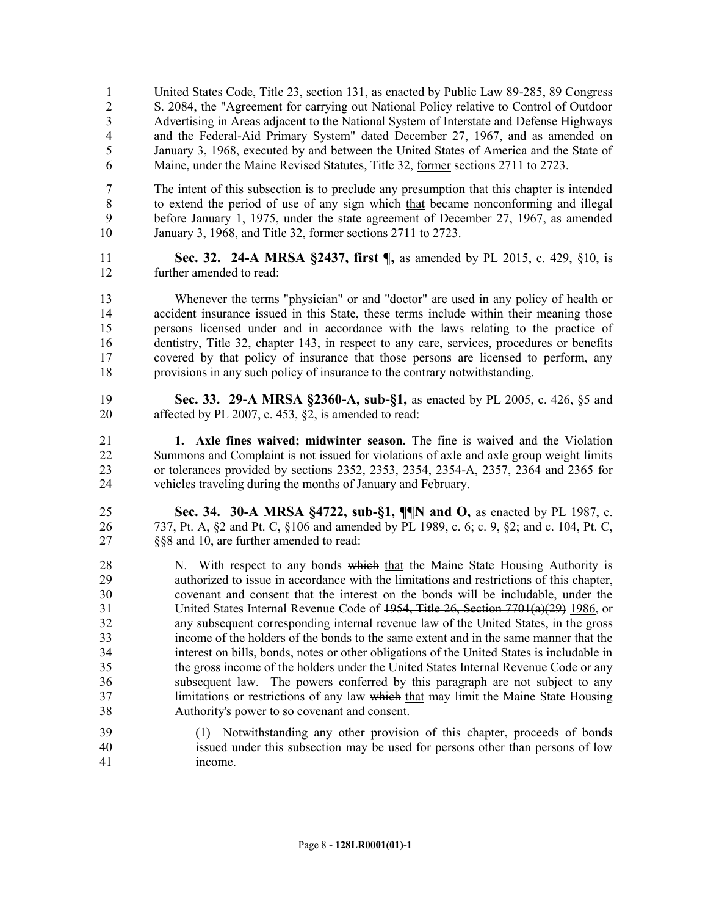United States Code, Title 23, section 131, as enacted by Public Law 89-285, 89 Congress S. 2084, the "Agreement for carrying out National Policy relative to Control of Outdoor Advertising in Areas adjacent to the National System of Interstate and Defense Highways and the Federal-Aid Primary System" dated December 27, 1967, and as amended on January 3, 1968, executed by and between the United States of America and the State of Maine, under the Maine Revised Statutes, Title 32, former sections 2711 to 2723.

The intent of this subsection is to preclude any presumption that this chapter is intended to extend the period of use of any sign ~~which~~ that became nonconforming and illegal before January 1, 1975, under the state agreement of December 27, 1967, as amended January 3, 1968, and Title 32, former sections 2711 to 2723.

**Sec. 32. 24-A MRSA §2437, first ¶,** as amended by PL 2015, c. 429, §10, is further amended to read:

Whenever the terms "physician" ~~or~~ and "doctor" are used in any policy of health or accident insurance issued in this State, these terms include within their meaning those persons licensed under and in accordance with the laws relating to the practice of dentistry, Title 32, chapter 143, in respect to any care, services, procedures or benefits covered by that policy of insurance that those persons are licensed to perform, any provisions in any such policy of insurance to the contrary notwithstanding.

**Sec. 33. 29-A MRSA §2360-A, sub-§1,** as enacted by PL 2005, c. 426, §5 and affected by PL 2007, c. 453, §2, is amended to read:

**1. Axle fines waived; midwinter season.** The fine is waived and the Violation Summons and Complaint is not issued for violations of axle and axle group weight limits or tolerances provided by sections 2352, 2353, 2354, ~~2354-A,~~ 2357, 2364 and 2365 for vehicles traveling during the months of January and February.

**Sec. 34. 30-A MRSA §4722, sub-§1, ¶¶N and O,** as enacted by PL 1987, c. 737, Pt. A, §2 and Pt. C, §106 and amended by PL 1989, c. 6; c. 9, §2; and c. 104, Pt. C, §§8 and 10, are further amended to read:

N. With respect to any bonds ~~which~~ that the Maine State Housing Authority is authorized to issue in accordance with the limitations and restrictions of this chapter, covenant and consent that the interest on the bonds will be includable, under the United States Internal Revenue Code of ~~1954, Title 26, Section 7701(a)(29)~~ 1986, or any subsequent corresponding internal revenue law of the United States, in the gross income of the holders of the bonds to the same extent and in the same manner that the interest on bills, bonds, notes or other obligations of the United States is includable in the gross income of the holders under the United States Internal Revenue Code or any subsequent law. The powers conferred by this paragraph are not subject to any limitations or restrictions of any law ~~which~~ that may limit the Maine State Housing Authority's power to so covenant and consent.

(1) Notwithstanding any other provision of this chapter, proceeds of bonds issued under this subsection may be used for persons other than persons of low income.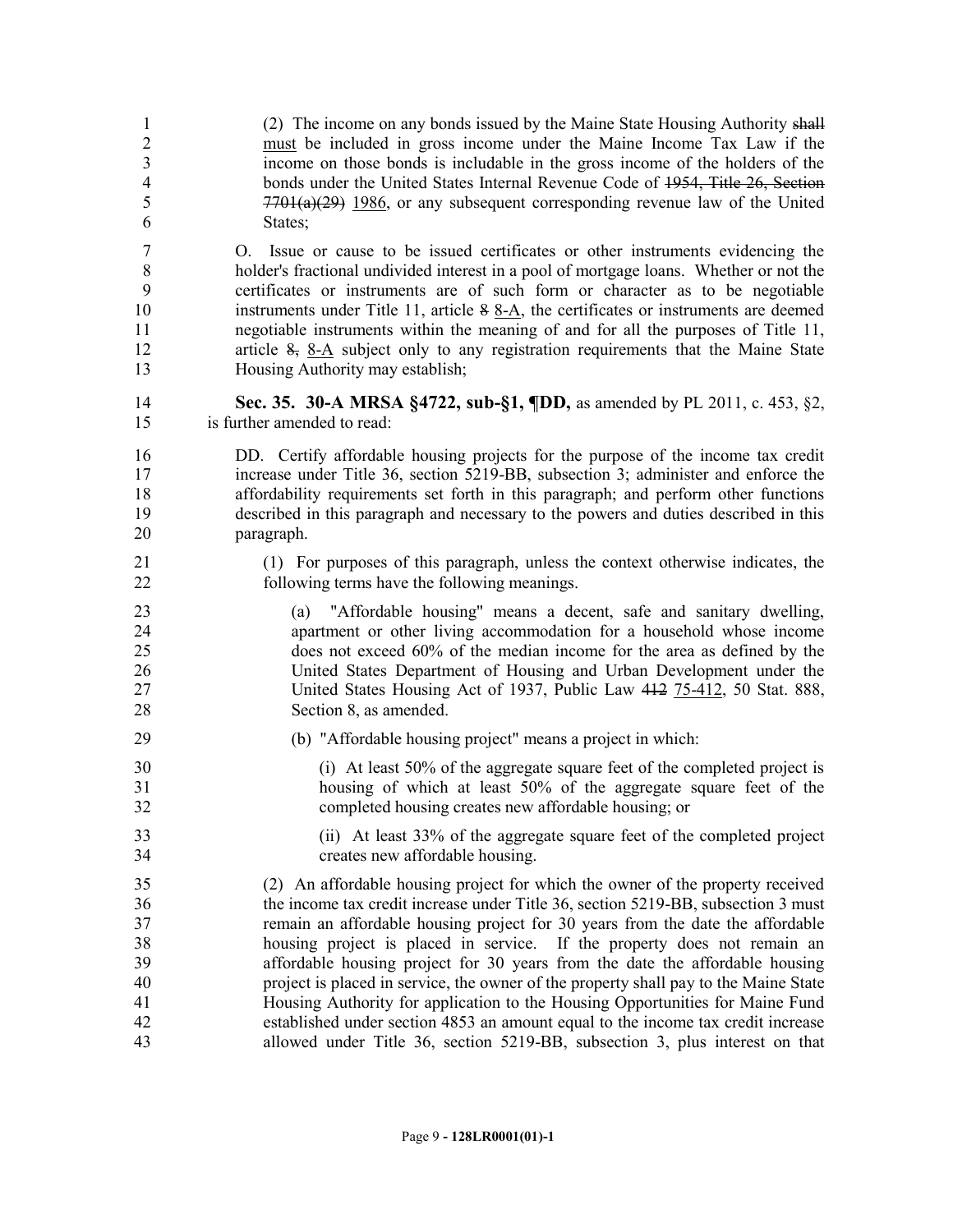(2) The income on any bonds issued by the Maine State Housing Authority ~~shall~~ must be included in gross income under the Maine Income Tax Law if the income on those bonds is includable in the gross income of the holders of the bonds under the United States Internal Revenue Code of ~~1954, Title 26, Section 7701(a)(29)~~ 1986, or any subsequent corresponding revenue law of the United States;

O. Issue or cause to be issued certificates or other instruments evidencing the holder's fractional undivided interest in a pool of mortgage loans. Whether or not the certificates or instruments are of such form or character as to be negotiable instruments under Title 11, article ~~8~~ 8-A, the certificates or instruments are deemed negotiable instruments within the meaning of and for all the purposes of Title 11, article ~~8,~~ 8-A subject only to any registration requirements that the Maine State Housing Authority may establish;

**Sec. 35. 30-A MRSA §4722, sub-§1, ¶DD,** as amended by PL 2011, c. 453, §2, is further amended to read:

DD. Certify affordable housing projects for the purpose of the income tax credit increase under Title 36, section 5219-BB, subsection 3; administer and enforce the affordability requirements set forth in this paragraph; and perform other functions described in this paragraph and necessary to the powers and duties described in this paragraph.

(1) For purposes of this paragraph, unless the context otherwise indicates, the following terms have the following meanings.

(a) "Affordable housing" means a decent, safe and sanitary dwelling, apartment or other living accommodation for a household whose income does not exceed 60% of the median income for the area as defined by the United States Department of Housing and Urban Development under the United States Housing Act of 1937, Public Law ~~412~~ 75-412, 50 Stat. 888, Section 8, as amended.

(b) "Affordable housing project" means a project in which:

(i) At least 50% of the aggregate square feet of the completed project is housing of which at least 50% of the aggregate square feet of the completed housing creates new affordable housing; or

(ii) At least 33% of the aggregate square feet of the completed project creates new affordable housing.

(2) An affordable housing project for which the owner of the property received the income tax credit increase under Title 36, section 5219-BB, subsection 3 must remain an affordable housing project for 30 years from the date the affordable housing project is placed in service. If the property does not remain an affordable housing project for 30 years from the date the affordable housing project is placed in service, the owner of the property shall pay to the Maine State Housing Authority for application to the Housing Opportunities for Maine Fund established under section 4853 an amount equal to the income tax credit increase allowed under Title 36, section 5219-BB, subsection 3, plus interest on that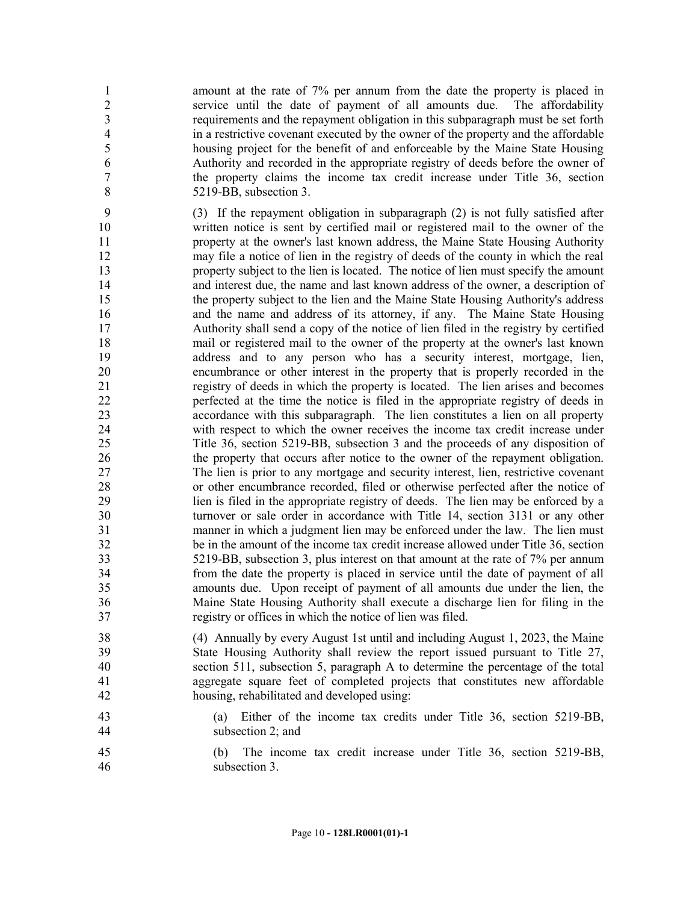amount at the rate of 7% per annum from the date the property is placed in service until the date of payment of all amounts due. The affordability requirements and the repayment obligation in this subparagraph must be set forth in a restrictive covenant executed by the owner of the property and the affordable housing project for the benefit of and enforceable by the Maine State Housing Authority and recorded in the appropriate registry of deeds before the owner of the property claims the income tax credit increase under Title 36, section 5219-BB, subsection 3.

(3) If the repayment obligation in subparagraph (2) is not fully satisfied after written notice is sent by certified mail or registered mail to the owner of the property at the owner's last known address, the Maine State Housing Authority may file a notice of lien in the registry of deeds of the county in which the real property subject to the lien is located. The notice of lien must specify the amount and interest due, the name and last known address of the owner, a description of the property subject to the lien and the Maine State Housing Authority's address and the name and address of its attorney, if any. The Maine State Housing Authority shall send a copy of the notice of lien filed in the registry by certified mail or registered mail to the owner of the property at the owner's last known address and to any person who has a security interest, mortgage, lien, encumbrance or other interest in the property that is properly recorded in the registry of deeds in which the property is located. The lien arises and becomes perfected at the time the notice is filed in the appropriate registry of deeds in accordance with this subparagraph. The lien constitutes a lien on all property with respect to which the owner receives the income tax credit increase under Title 36, section 5219-BB, subsection 3 and the proceeds of any disposition of the property that occurs after notice to the owner of the repayment obligation. The lien is prior to any mortgage and security interest, lien, restrictive covenant or other encumbrance recorded, filed or otherwise perfected after the notice of lien is filed in the appropriate registry of deeds. The lien may be enforced by a turnover or sale order in accordance with Title 14, section 3131 or any other manner in which a judgment lien may be enforced under the law. The lien must be in the amount of the income tax credit increase allowed under Title 36, section 5219-BB, subsection 3, plus interest on that amount at the rate of 7% per annum from the date the property is placed in service until the date of payment of all amounts due. Upon receipt of payment of all amounts due under the lien, the Maine State Housing Authority shall execute a discharge lien for filing in the registry or offices in which the notice of lien was filed.

(4) Annually by every August 1st until and including August 1, 2023, the Maine State Housing Authority shall review the report issued pursuant to Title 27, section 511, subsection 5, paragraph A to determine the percentage of the total aggregate square feet of completed projects that constitutes new affordable housing, rehabilitated and developed using:

(a) Either of the income tax credits under Title 36, section 5219-BB, subsection 2; and

(b) The income tax credit increase under Title 36, section 5219-BB, subsection 3.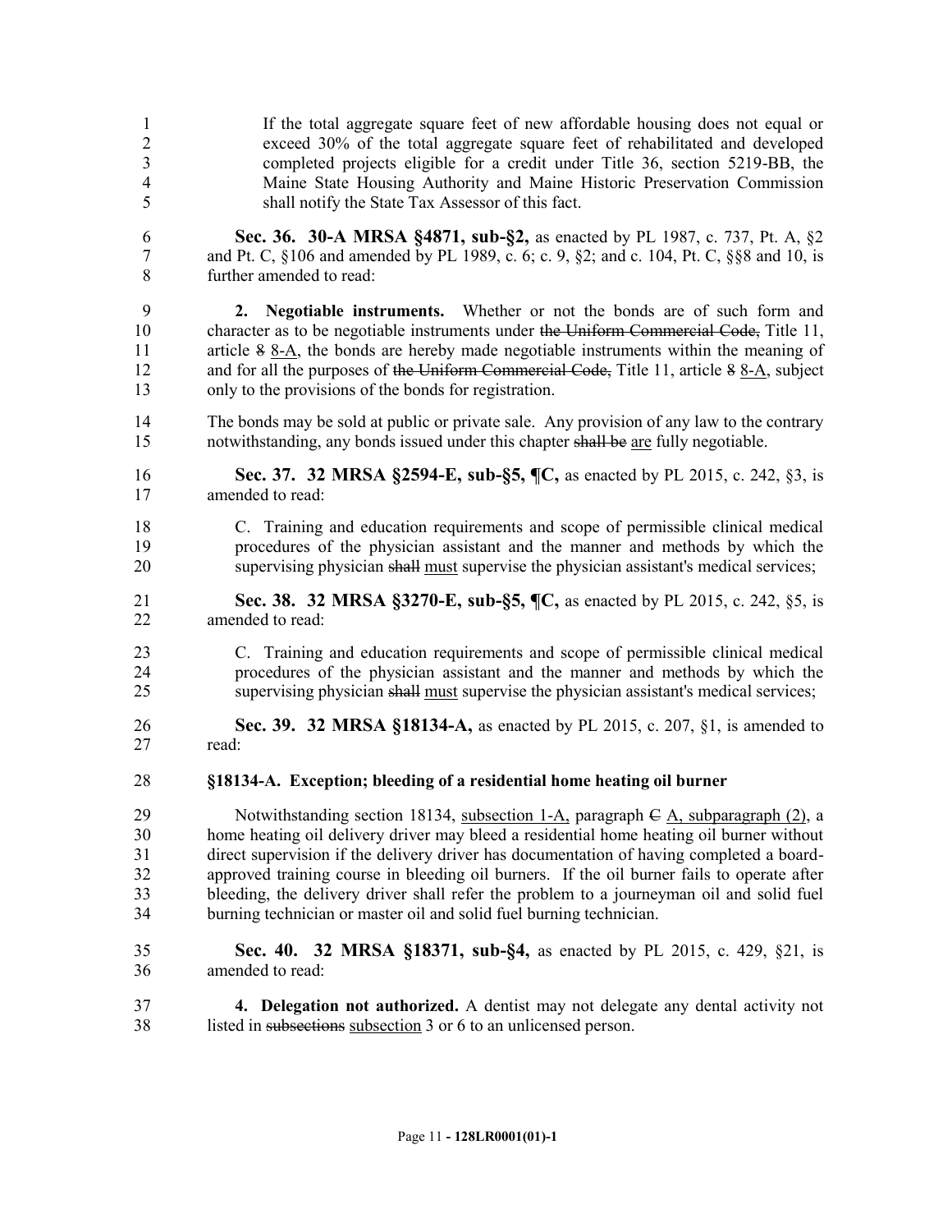If the total aggregate square feet of new affordable housing does not equal or exceed 30% of the total aggregate square feet of rehabilitated and developed completed projects eligible for a credit under Title 36, section 5219-BB, the Maine State Housing Authority and Maine Historic Preservation Commission shall notify the State Tax Assessor of this fact.

**Sec. 36. 30-A MRSA §4871, sub-§2,** as enacted by PL 1987, c. 737, Pt. A, §2 and Pt. C, §106 and amended by PL 1989, c. 6; c. 9, §2; and c. 104, Pt. C, §§8 and 10, is further amended to read:

**2. Negotiable instruments.** Whether or not the bonds are of such form and character as to be negotiable instruments under ~~the Uniform Commercial Code,~~ Title 11, article ~~8~~ 8-A, the bonds are hereby made negotiable instruments within the meaning of and for all the purposes of ~~the Uniform Commercial Code,~~ Title 11, article ~~8~~ 8-A, subject only to the provisions of the bonds for registration.

The bonds may be sold at public or private sale. Any provision of any law to the contrary notwithstanding, any bonds issued under this chapter ~~shall be~~ are fully negotiable.

**Sec. 37. 32 MRSA §2594-E, sub-§5, ¶C,** as enacted by PL 2015, c. 242, §3, is amended to read:

C. Training and education requirements and scope of permissible clinical medical procedures of the physician assistant and the manner and methods by which the supervising physician ~~shall~~ must supervise the physician assistant's medical services;

**Sec. 38. 32 MRSA §3270-E, sub-§5, ¶C,** as enacted by PL 2015, c. 242, §5, is amended to read:

C. Training and education requirements and scope of permissible clinical medical procedures of the physician assistant and the manner and methods by which the supervising physician ~~shall~~ must supervise the physician assistant's medical services;

**Sec. 39. 32 MRSA §18134-A,** as enacted by PL 2015, c. 207, §1, is amended to read:

**§18134-A. Exception; bleeding of a residential home heating oil burner**

Notwithstanding section 18134, subsection 1-A, paragraph ~~C~~ A, subparagraph (2), a home heating oil delivery driver may bleed a residential home heating oil burner without direct supervision if the delivery driver has documentation of having completed a board-approved training course in bleeding oil burners. If the oil burner fails to operate after bleeding, the delivery driver shall refer the problem to a journeyman oil and solid fuel burning technician or master oil and solid fuel burning technician.

**Sec. 40. 32 MRSA §18371, sub-§4,** as enacted by PL 2015, c. 429, §21, is amended to read:

**4. Delegation not authorized.** A dentist may not delegate any dental activity not listed in ~~subsections~~ subsection 3 or 6 to an unlicensed person.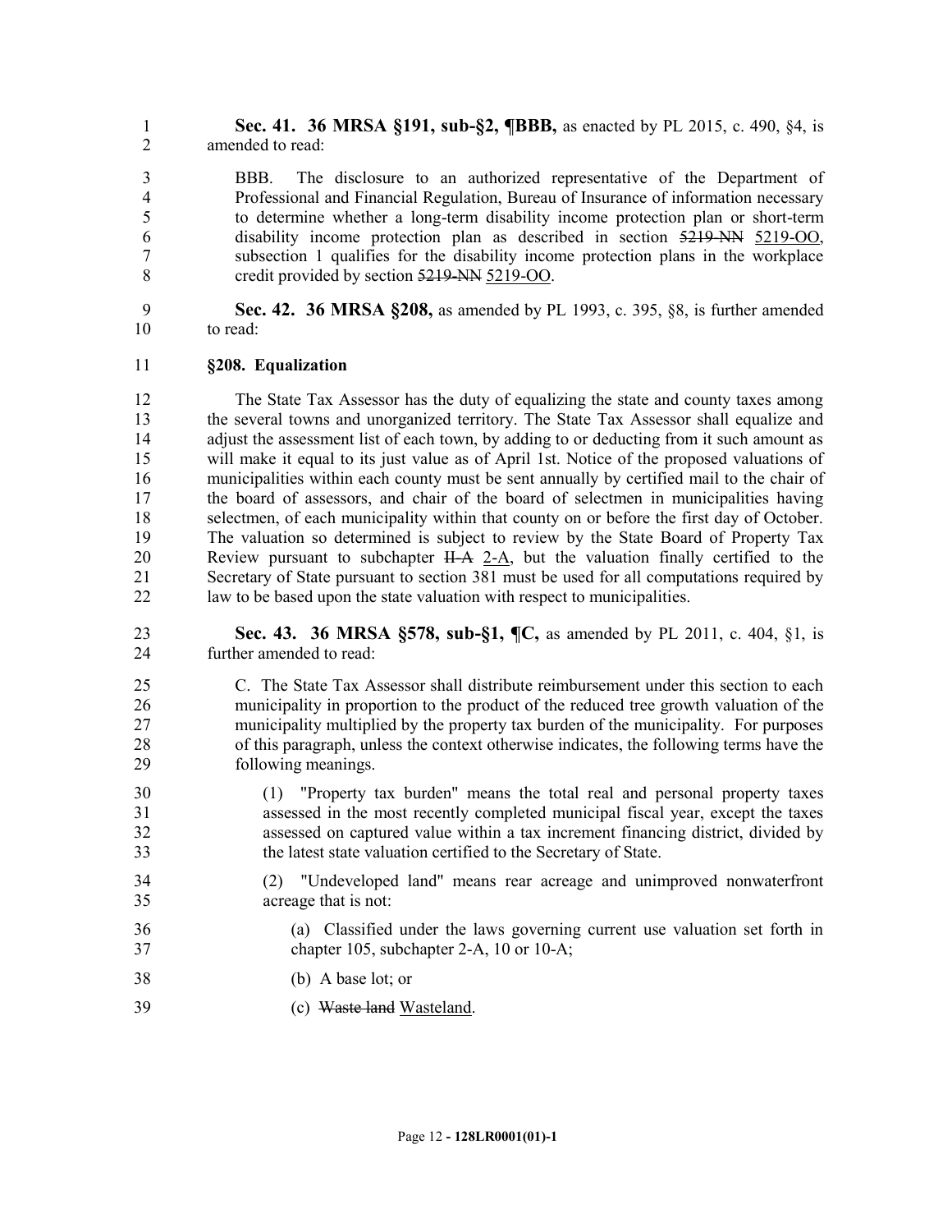**Sec. 41. 36 MRSA §191, sub-§2, ¶BBB,** as enacted by PL 2015, c. 490, §4, is amended to read:

BBB. The disclosure to an authorized representative of the Department of Professional and Financial Regulation, Bureau of Insurance of information necessary to determine whether a long-term disability income protection plan or short-term disability income protection plan as described in section ~~5219-NN~~ 5219-OO, subsection 1 qualifies for the disability income protection plans in the workplace credit provided by section ~~5219-NN~~ 5219-OO.

**Sec. 42. 36 MRSA §208,** as amended by PL 1993, c. 395, §8, is further amended to read:

**§208. Equalization**

The State Tax Assessor has the duty of equalizing the state and county taxes among the several towns and unorganized territory. The State Tax Assessor shall equalize and adjust the assessment list of each town, by adding to or deducting from it such amount as will make it equal to its just value as of April 1st. Notice of the proposed valuations of municipalities within each county must be sent annually by certified mail to the chair of the board of assessors, and chair of the board of selectmen in municipalities having selectmen, of each municipality within that county on or before the first day of October. The valuation so determined is subject to review by the State Board of Property Tax Review pursuant to subchapter ~~II-A~~ 2-A, but the valuation finally certified to the Secretary of State pursuant to section 381 must be used for all computations required by law to be based upon the state valuation with respect to municipalities.

**Sec. 43. 36 MRSA §578, sub-§1, ¶C,** as amended by PL 2011, c. 404, §1, is further amended to read:

C. The State Tax Assessor shall distribute reimbursement under this section to each municipality in proportion to the product of the reduced tree growth valuation of the municipality multiplied by the property tax burden of the municipality. For purposes of this paragraph, unless the context otherwise indicates, the following terms have the following meanings.

(1) "Property tax burden" means the total real and personal property taxes assessed in the most recently completed municipal fiscal year, except the taxes assessed on captured value within a tax increment financing district, divided by the latest state valuation certified to the Secretary of State.

(2) "Undeveloped land" means rear acreage and unimproved nonwaterfront acreage that is not:

(a) Classified under the laws governing current use valuation set forth in chapter 105, subchapter 2-A, 10 or 10-A;

(b) A base lot; or

(c) ~~Waste land~~ Wasteland.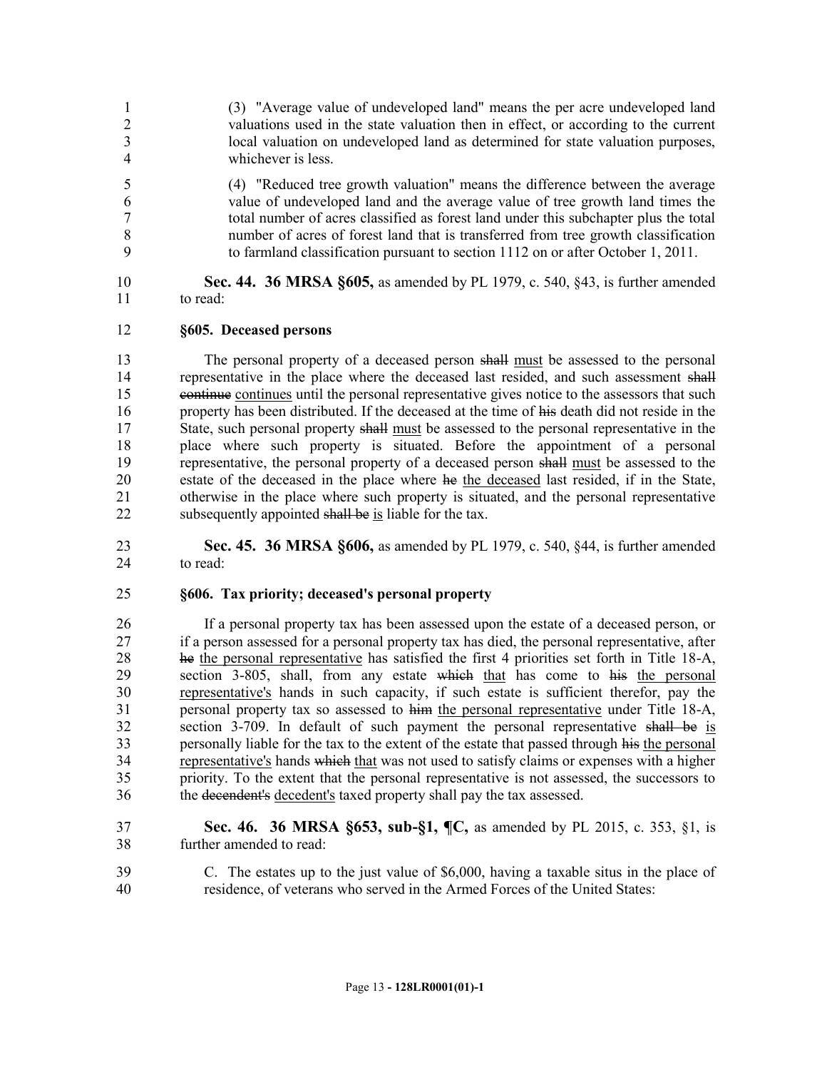(3) "Average value of undeveloped land" means the per acre undeveloped land valuations used in the state valuation then in effect, or according to the current local valuation on undeveloped land as determined for state valuation purposes, whichever is less.

(4) "Reduced tree growth valuation" means the difference between the average value of undeveloped land and the average value of tree growth land times the total number of acres classified as forest land under this subchapter plus the total number of acres of forest land that is transferred from tree growth classification to farmland classification pursuant to section 1112 on or after October 1, 2011.

**Sec. 44. 36 MRSA §605,** as amended by PL 1979, c. 540, §43, is further amended to read:

**§605. Deceased persons**

The personal property of a deceased person ~~shall~~ must be assessed to the personal representative in the place where the deceased last resided, and such assessment ~~shall continue~~ continues until the personal representative gives notice to the assessors that such property has been distributed. If the deceased at the time of ~~his~~ death did not reside in the State, such personal property ~~shall~~ must be assessed to the personal representative in the place where such property is situated. Before the appointment of a personal representative, the personal property of a deceased person ~~shall~~ must be assessed to the estate of the deceased in the place where ~~he~~ the deceased last resided, if in the State, otherwise in the place where such property is situated, and the personal representative subsequently appointed ~~shall be~~ is liable for the tax.

**Sec. 45. 36 MRSA §606,** as amended by PL 1979, c. 540, §44, is further amended to read:

**§606. Tax priority; deceased's personal property**

If a personal property tax has been assessed upon the estate of a deceased person, or if a person assessed for a personal property tax has died, the personal representative, after ~~he~~ the personal representative has satisfied the first 4 priorities set forth in Title 18-A, section 3-805, shall, from any estate ~~which~~ that has come to ~~his~~ the personal representative's hands in such capacity, if such estate is sufficient therefor, pay the personal property tax so assessed to ~~him~~ the personal representative under Title 18-A, section 3-709. In default of such payment the personal representative ~~shall be~~ is personally liable for the tax to the extent of the estate that passed through ~~his~~ the personal representative's hands ~~which~~ that was not used to satisfy claims or expenses with a higher priority. To the extent that the personal representative is not assessed, the successors to the ~~decendent's~~ decedent's taxed property shall pay the tax assessed.

**Sec. 46. 36 MRSA §653, sub-§1, ¶C,** as amended by PL 2015, c. 353, §1, is further amended to read:

C. The estates up to the just value of $6,000, having a taxable situs in the place of residence, of veterans who served in the Armed Forces of the United States: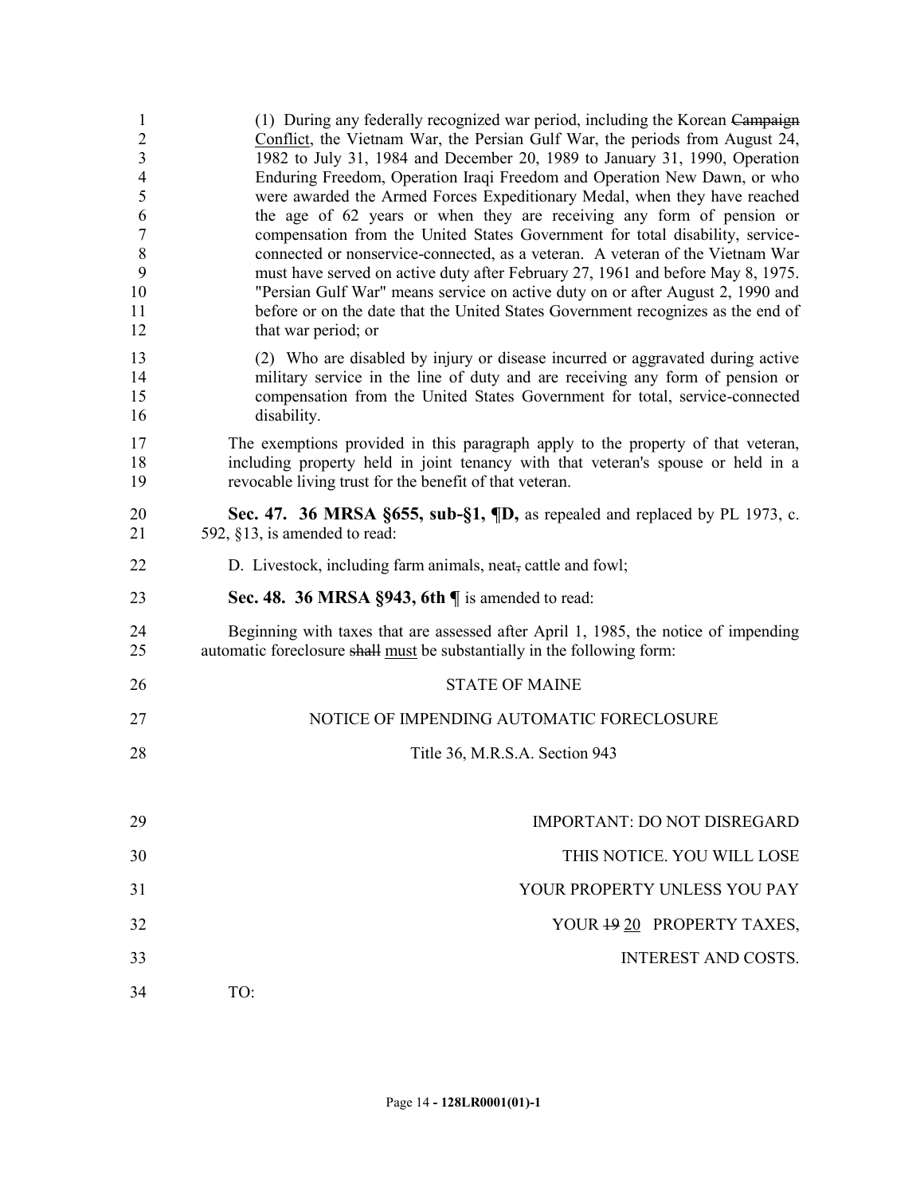(1) During any federally recognized war period, including the Korean ~~Campaign~~ Conflict, the Vietnam War, the Persian Gulf War, the periods from August 24, 1982 to July 31, 1984 and December 20, 1989 to January 31, 1990, Operation Enduring Freedom, Operation Iraqi Freedom and Operation New Dawn, or who were awarded the Armed Forces Expeditionary Medal, when they have reached the age of 62 years or when they are receiving any form of pension or compensation from the United States Government for total disability, service-connected or nonservice-connected, as a veteran. A veteran of the Vietnam War must have served on active duty after February 27, 1961 and before May 8, 1975. "Persian Gulf War" means service on active duty on or after August 2, 1990 and before or on the date that the United States Government recognizes as the end of that war period; or

(2) Who are disabled by injury or disease incurred or aggravated during active military service in the line of duty and are receiving any form of pension or compensation from the United States Government for total, service-connected disability.

The exemptions provided in this paragraph apply to the property of that veteran, including property held in joint tenancy with that veteran's spouse or held in a revocable living trust for the benefit of that veteran.

**Sec. 47. 36 MRSA §655, sub-§1, ¶D,** as repealed and replaced by PL 1973, c. 592, §13, is amended to read:

D. Livestock, including farm animals, neat~~,~~ cattle and fowl;

**Sec. 48. 36 MRSA §943, 6th ¶** is amended to read:

Beginning with taxes that are assessed after April 1, 1985, the notice of impending automatic foreclosure ~~shall~~ must be substantially in the following form:

STATE OF MAINE

NOTICE OF IMPENDING AUTOMATIC FORECLOSURE

Title 36, M.R.S.A. Section 943

IMPORTANT: DO NOT DISREGARD

THIS NOTICE. YOU WILL LOSE

YOUR PROPERTY UNLESS YOU PAY

YOUR ~~19~~ 20 PROPERTY TAXES,

INTEREST AND COSTS.

TO: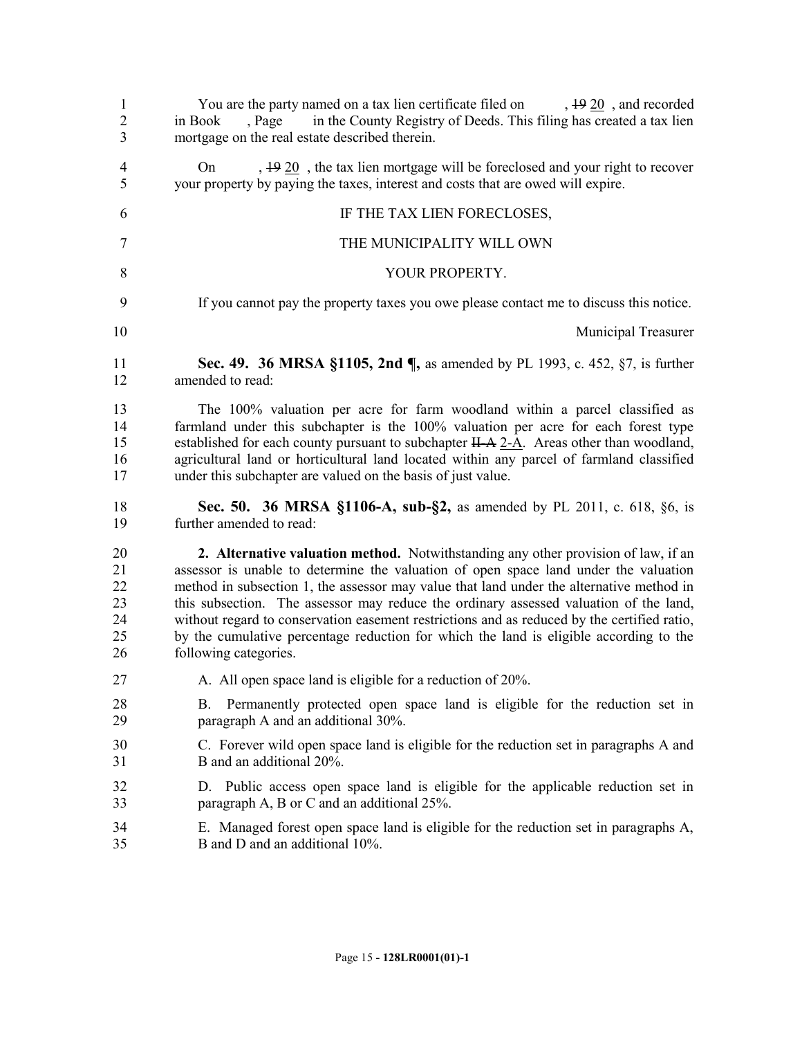You are the party named on a tax lien certificate filed on , ~~19~~ 20 , and recorded in Book , Page in the County Registry of Deeds. This filing has created a tax lien mortgage on the real estate described therein.

On , ~~19~~ 20 , the tax lien mortgage will be foreclosed and your right to recover your property by paying the taxes, interest and costs that are owed will expire.

IF THE TAX LIEN FORECLOSES,

THE MUNICIPALITY WILL OWN

YOUR PROPERTY.

If you cannot pay the property taxes you owe please contact me to discuss this notice.

Municipal Treasurer

**Sec. 49. 36 MRSA §1105, 2nd ¶,** as amended by PL 1993, c. 452, §7, is further amended to read:

The 100% valuation per acre for farm woodland within a parcel classified as farmland under this subchapter is the 100% valuation per acre for each forest type established for each county pursuant to subchapter ~~II-A~~ 2-A. Areas other than woodland, agricultural land or horticultural land located within any parcel of farmland classified under this subchapter are valued on the basis of just value.

**Sec. 50. 36 MRSA §1106-A, sub-§2,** as amended by PL 2011, c. 618, §6, is further amended to read:

**2. Alternative valuation method.** Notwithstanding any other provision of law, if an assessor is unable to determine the valuation of open space land under the valuation method in subsection 1, the assessor may value that land under the alternative method in this subsection. The assessor may reduce the ordinary assessed valuation of the land, without regard to conservation easement restrictions and as reduced by the certified ratio, by the cumulative percentage reduction for which the land is eligible according to the following categories.

A. All open space land is eligible for a reduction of 20%.

B. Permanently protected open space land is eligible for the reduction set in paragraph A and an additional 30%.

C. Forever wild open space land is eligible for the reduction set in paragraphs A and B and an additional 20%.

D. Public access open space land is eligible for the applicable reduction set in paragraph A, B or C and an additional 25%.

E. Managed forest open space land is eligible for the reduction set in paragraphs A, B and D and an additional 10%.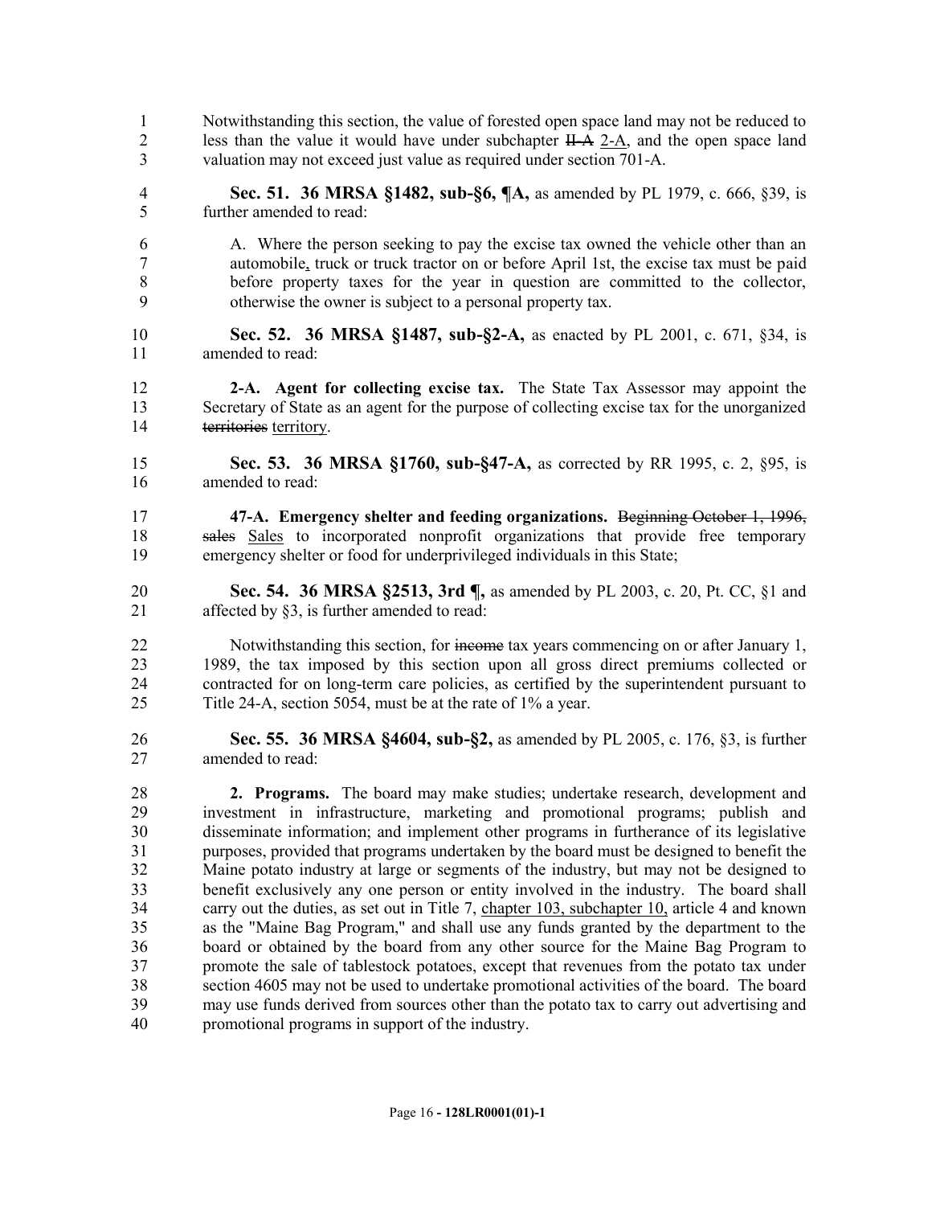Notwithstanding this section, the value of forested open space land may not be reduced to less than the value it would have under subchapter ~~II-A~~ 2-A, and the open space land valuation may not exceed just value as required under section 701-A.

**Sec. 51. 36 MRSA §1482, sub-§6, ¶A,** as amended by PL 1979, c. 666, §39, is further amended to read:

A. Where the person seeking to pay the excise tax owned the vehicle other than an automobile, truck or truck tractor on or before April 1st, the excise tax must be paid before property taxes for the year in question are committed to the collector, otherwise the owner is subject to a personal property tax.

**Sec. 52. 36 MRSA §1487, sub-§2-A,** as enacted by PL 2001, c. 671, §34, is amended to read:

**2-A. Agent for collecting excise tax.** The State Tax Assessor may appoint the Secretary of State as an agent for the purpose of collecting excise tax for the unorganized ~~territories~~ territory.

**Sec. 53. 36 MRSA §1760, sub-§47-A,** as corrected by RR 1995, c. 2, §95, is amended to read:

**47-A. Emergency shelter and feeding organizations.** ~~Beginning October 1, 1996, sales~~ Sales to incorporated nonprofit organizations that provide free temporary emergency shelter or food for underprivileged individuals in this State;

**Sec. 54. 36 MRSA §2513, 3rd ¶,** as amended by PL 2003, c. 20, Pt. CC, §1 and affected by §3, is further amended to read:

Notwithstanding this section, for ~~income~~ tax years commencing on or after January 1, 1989, the tax imposed by this section upon all gross direct premiums collected or contracted for on long-term care policies, as certified by the superintendent pursuant to Title 24-A, section 5054, must be at the rate of 1% a year.

**Sec. 55. 36 MRSA §4604, sub-§2,** as amended by PL 2005, c. 176, §3, is further amended to read:

**2. Programs.** The board may make studies; undertake research, development and investment in infrastructure, marketing and promotional programs; publish and disseminate information; and implement other programs in furtherance of its legislative purposes, provided that programs undertaken by the board must be designed to benefit the Maine potato industry at large or segments of the industry, but may not be designed to benefit exclusively any one person or entity involved in the industry. The board shall carry out the duties, as set out in Title 7, chapter 103, subchapter 10, article 4 and known as the "Maine Bag Program," and shall use any funds granted by the department to the board or obtained by the board from any other source for the Maine Bag Program to promote the sale of tablestock potatoes, except that revenues from the potato tax under section 4605 may not be used to undertake promotional activities of the board. The board may use funds derived from sources other than the potato tax to carry out advertising and promotional programs in support of the industry.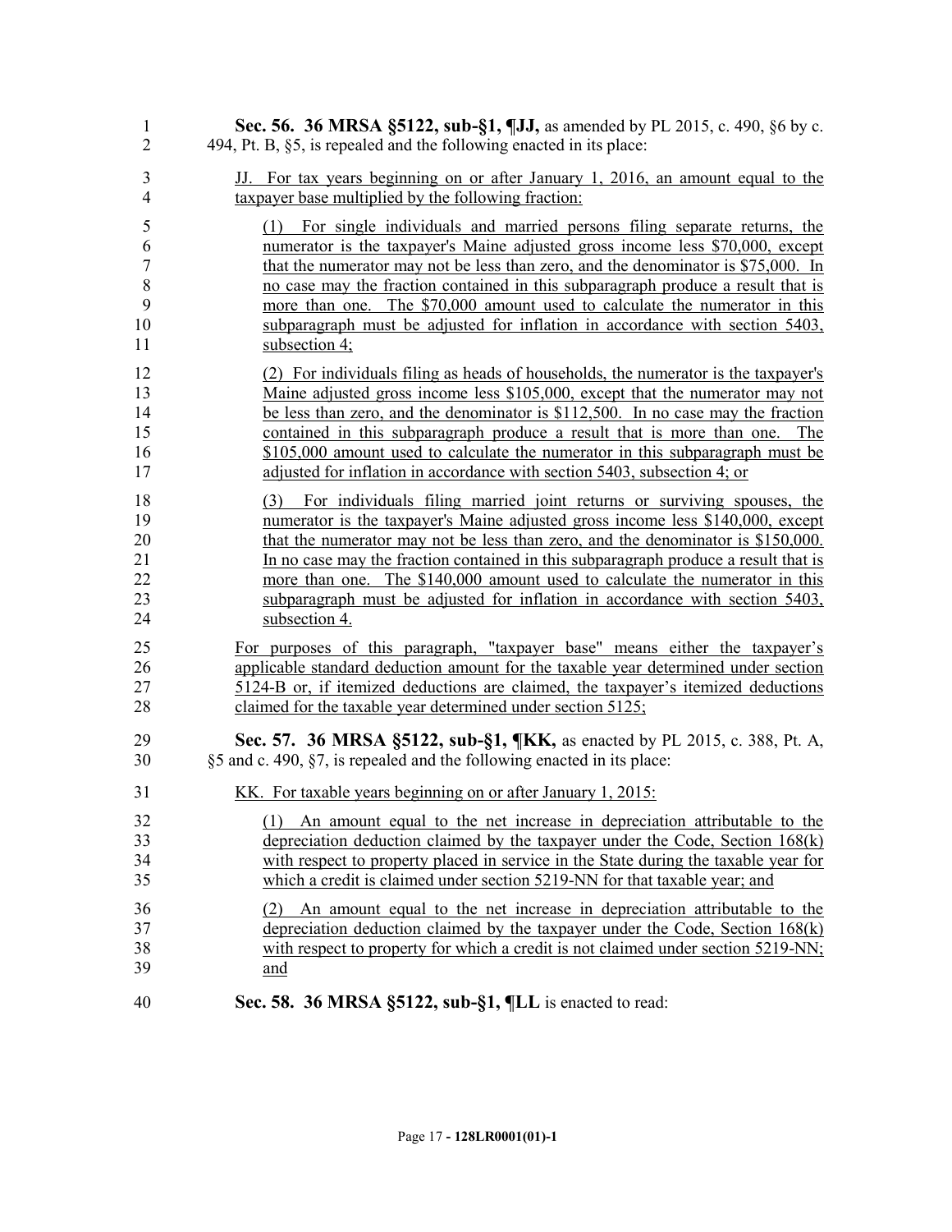**Sec. 56. 36 MRSA §5122, sub-§1, ¶JJ,** as amended by PL 2015, c. 490, §6 by c. 494, Pt. B, §5, is repealed and the following enacted in its place:

JJ. For tax years beginning on or after January 1, 2016, an amount equal to the taxpayer base multiplied by the following fraction:

(1) For single individuals and married persons filing separate returns, the numerator is the taxpayer's Maine adjusted gross income less $70,000, except that the numerator may not be less than zero, and the denominator is $75,000. In no case may the fraction contained in this subparagraph produce a result that is more than one. The $70,000 amount used to calculate the numerator in this subparagraph must be adjusted for inflation in accordance with section 5403, subsection 4;

(2) For individuals filing as heads of households, the numerator is the taxpayer's Maine adjusted gross income less $105,000, except that the numerator may not be less than zero, and the denominator is $112,500. In no case may the fraction contained in this subparagraph produce a result that is more than one. The $105,000 amount used to calculate the numerator in this subparagraph must be adjusted for inflation in accordance with section 5403, subsection 4; or

(3) For individuals filing married joint returns or surviving spouses, the numerator is the taxpayer's Maine adjusted gross income less $140,000, except that the numerator may not be less than zero, and the denominator is $150,000. In no case may the fraction contained in this subparagraph produce a result that is more than one. The $140,000 amount used to calculate the numerator in this subparagraph must be adjusted for inflation in accordance with section 5403, subsection 4.

For purposes of this paragraph, "taxpayer base" means either the taxpayer's applicable standard deduction amount for the taxable year determined under section 5124-B or, if itemized deductions are claimed, the taxpayer's itemized deductions claimed for the taxable year determined under section 5125;

**Sec. 57. 36 MRSA §5122, sub-§1, ¶KK,** as enacted by PL 2015, c. 388, Pt. A, §5 and c. 490, §7, is repealed and the following enacted in its place:

KK. For taxable years beginning on or after January 1, 2015:

(1) An amount equal to the net increase in depreciation attributable to the depreciation deduction claimed by the taxpayer under the Code, Section 168(k) with respect to property placed in service in the State during the taxable year for which a credit is claimed under section 5219-NN for that taxable year; and

(2) An amount equal to the net increase in depreciation attributable to the depreciation deduction claimed by the taxpayer under the Code, Section 168(k) with respect to property for which a credit is not claimed under section 5219-NN; and

**Sec. 58. 36 MRSA §5122, sub-§1, ¶LL** is enacted to read: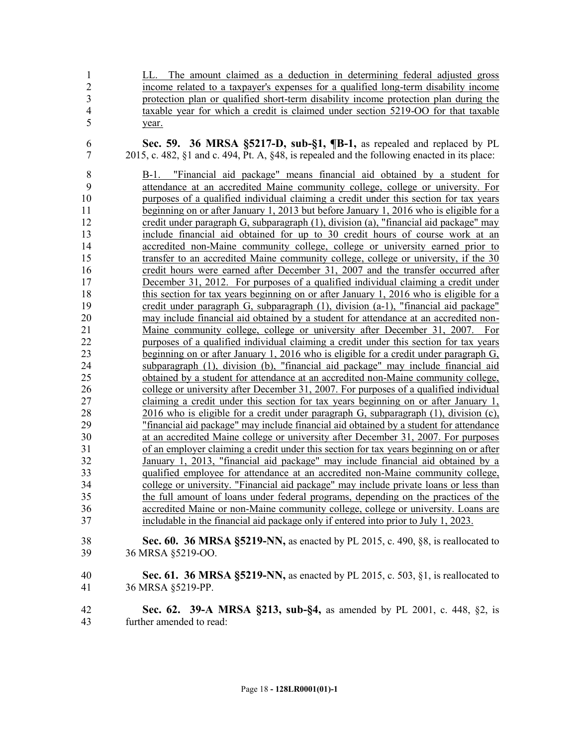LL. The amount claimed as a deduction in determining federal adjusted gross income related to a taxpayer's expenses for a qualified long-term disability income protection plan or qualified short-term disability income protection plan during the taxable year for which a credit is claimed under section 5219-OO for that taxable year.

**Sec. 59. 36 MRSA §5217-D, sub-§1, ¶B-1,** as repealed and replaced by PL 2015, c. 482, §1 and c. 494, Pt. A, §48, is repealed and the following enacted in its place:

B-1. "Financial aid package" means financial aid obtained by a student for attendance at an accredited Maine community college, college or university. For purposes of a qualified individual claiming a credit under this section for tax years beginning on or after January 1, 2013 but before January 1, 2016 who is eligible for a credit under paragraph G, subparagraph (1), division (a), "financial aid package" may include financial aid obtained for up to 30 credit hours of course work at an accredited non-Maine community college, college or university earned prior to transfer to an accredited Maine community college, college or university, if the 30 credit hours were earned after December 31, 2007 and the transfer occurred after December 31, 2012. For purposes of a qualified individual claiming a credit under this section for tax years beginning on or after January 1, 2016 who is eligible for a credit under paragraph G, subparagraph (1), division (a-1), "financial aid package" may include financial aid obtained by a student for attendance at an accredited non-Maine community college, college or university after December 31, 2007. For purposes of a qualified individual claiming a credit under this section for tax years beginning on or after January 1, 2016 who is eligible for a credit under paragraph G, subparagraph (1), division (b), "financial aid package" may include financial aid obtained by a student for attendance at an accredited non-Maine community college, college or university after December 31, 2007. For purposes of a qualified individual claiming a credit under this section for tax years beginning on or after January 1, 2016 who is eligible for a credit under paragraph G, subparagraph (1), division (c), "financial aid package" may include financial aid obtained by a student for attendance at an accredited Maine college or university after December 31, 2007. For purposes of an employer claiming a credit under this section for tax years beginning on or after January 1, 2013, "financial aid package" may include financial aid obtained by a qualified employee for attendance at an accredited non-Maine community college, college or university. "Financial aid package" may include private loans or less than the full amount of loans under federal programs, depending on the practices of the accredited Maine or non-Maine community college, college or university. Loans are includable in the financial aid package only if entered into prior to July 1, 2023.

**Sec. 60. 36 MRSA §5219-NN,** as enacted by PL 2015, c. 490, §8, is reallocated to 36 MRSA §5219-OO.

**Sec. 61. 36 MRSA §5219-NN,** as enacted by PL 2015, c. 503, §1, is reallocated to 36 MRSA §5219-PP.

**Sec. 62. 39-A MRSA §213, sub-§4,** as amended by PL 2001, c. 448, §2, is further amended to read: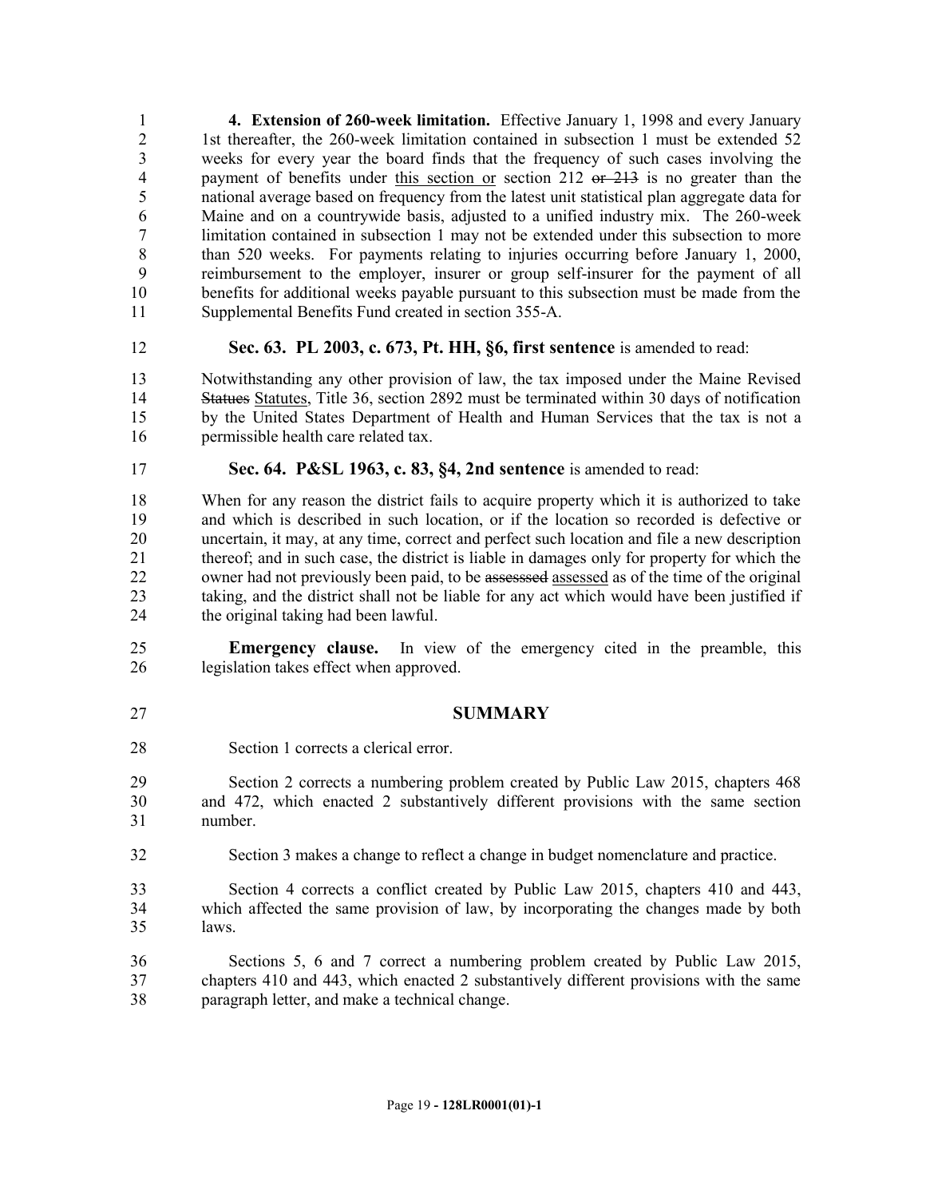**4. Extension of 260-week limitation.** Effective January 1, 1998 and every January 1st thereafter, the 260-week limitation contained in subsection 1 must be extended 52 weeks for every year the board finds that the frequency of such cases involving the payment of benefits under this section or section 212 ~~or 213~~ is no greater than the national average based on frequency from the latest unit statistical plan aggregate data for Maine and on a countrywide basis, adjusted to a unified industry mix. The 260-week limitation contained in subsection 1 may not be extended under this subsection to more than 520 weeks. For payments relating to injuries occurring before January 1, 2000, reimbursement to the employer, insurer or group self-insurer for the payment of all benefits for additional weeks payable pursuant to this subsection must be made from the Supplemental Benefits Fund created in section 355-A.

**Sec. 63. PL 2003, c. 673, Pt. HH, §6, first sentence** is amended to read:

Notwithstanding any other provision of law, the tax imposed under the Maine Revised ~~Statues~~ Statutes, Title 36, section 2892 must be terminated within 30 days of notification by the United States Department of Health and Human Services that the tax is not a permissible health care related tax.

**Sec. 64. P&SL 1963, c. 83, §4, 2nd sentence** is amended to read:

When for any reason the district fails to acquire property which it is authorized to take and which is described in such location, or if the location so recorded is defective or uncertain, it may, at any time, correct and perfect such location and file a new description thereof; and in such case, the district is liable in damages only for property for which the owner had not previously been paid, to be ~~assesssed~~ assessed as of the time of the original taking, and the district shall not be liable for any act which would have been justified if the original taking had been lawful.

**Emergency clause.** In view of the emergency cited in the preamble, this legislation takes effect when approved.

## SUMMARY

Section 1 corrects a clerical error.

Section 2 corrects a numbering problem created by Public Law 2015, chapters 468 and 472, which enacted 2 substantively different provisions with the same section number.

Section 3 makes a change to reflect a change in budget nomenclature and practice.

Section 4 corrects a conflict created by Public Law 2015, chapters 410 and 443, which affected the same provision of law, by incorporating the changes made by both laws.

Sections 5, 6 and 7 correct a numbering problem created by Public Law 2015, chapters 410 and 443, which enacted 2 substantively different provisions with the same paragraph letter, and make a technical change.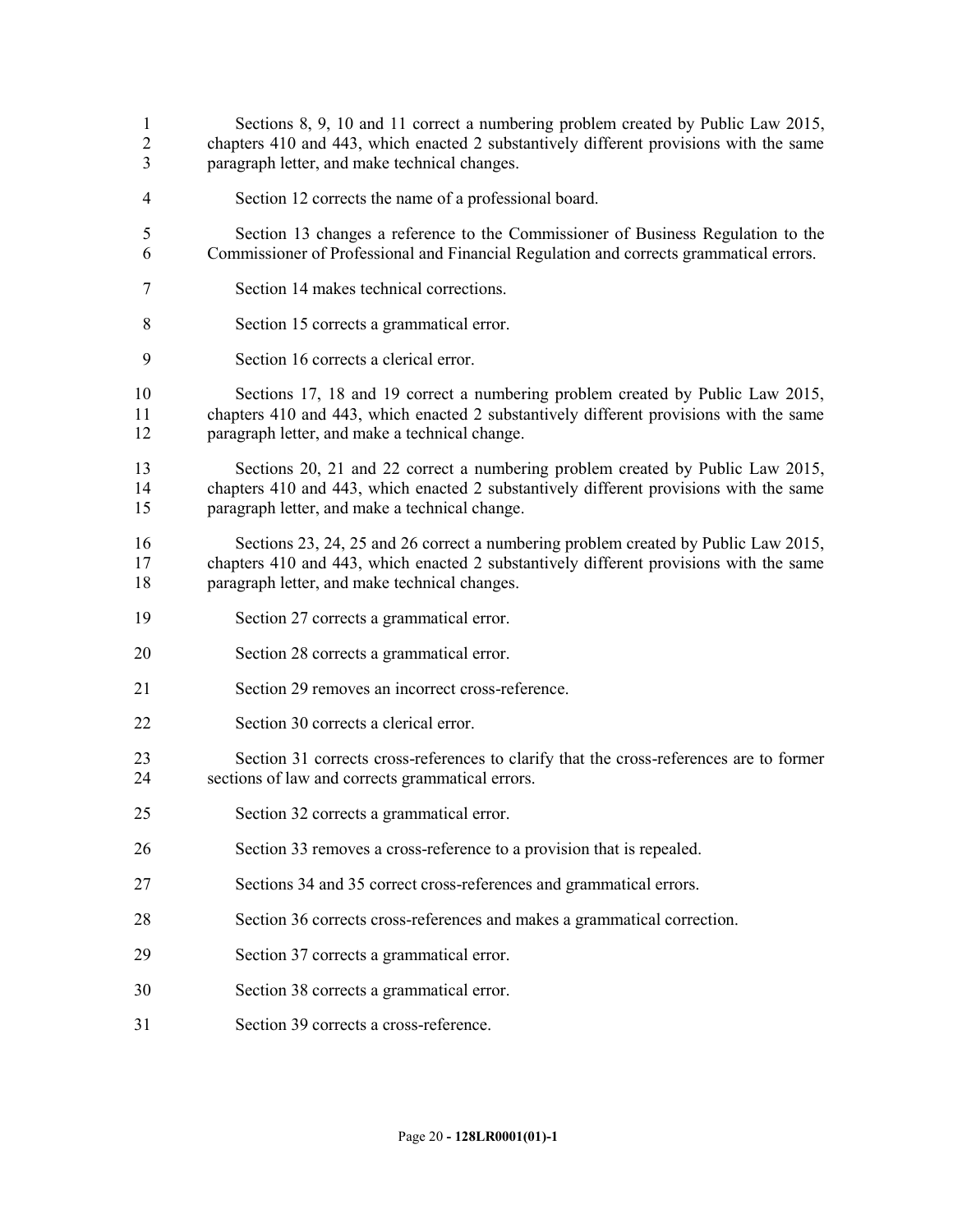Sections 8, 9, 10 and 11 correct a numbering problem created by Public Law 2015, chapters 410 and 443, which enacted 2 substantively different provisions with the same paragraph letter, and make technical changes.

Section 12 corrects the name of a professional board.

Section 13 changes a reference to the Commissioner of Business Regulation to the Commissioner of Professional and Financial Regulation and corrects grammatical errors.

Section 14 makes technical corrections.

Section 15 corrects a grammatical error.

Section 16 corrects a clerical error.

Sections 17, 18 and 19 correct a numbering problem created by Public Law 2015, chapters 410 and 443, which enacted 2 substantively different provisions with the same paragraph letter, and make a technical change.

Sections 20, 21 and 22 correct a numbering problem created by Public Law 2015, chapters 410 and 443, which enacted 2 substantively different provisions with the same paragraph letter, and make a technical change.

Sections 23, 24, 25 and 26 correct a numbering problem created by Public Law 2015, chapters 410 and 443, which enacted 2 substantively different provisions with the same paragraph letter, and make technical changes.

Section 27 corrects a grammatical error.

Section 28 corrects a grammatical error.

Section 29 removes an incorrect cross-reference.

Section 30 corrects a clerical error.

Section 31 corrects cross-references to clarify that the cross-references are to former sections of law and corrects grammatical errors.

Section 32 corrects a grammatical error.

Section 33 removes a cross-reference to a provision that is repealed.

Sections 34 and 35 correct cross-references and grammatical errors.

Section 36 corrects cross-references and makes a grammatical correction.

Section 37 corrects a grammatical error.

Section 38 corrects a grammatical error.

Section 39 corrects a cross-reference.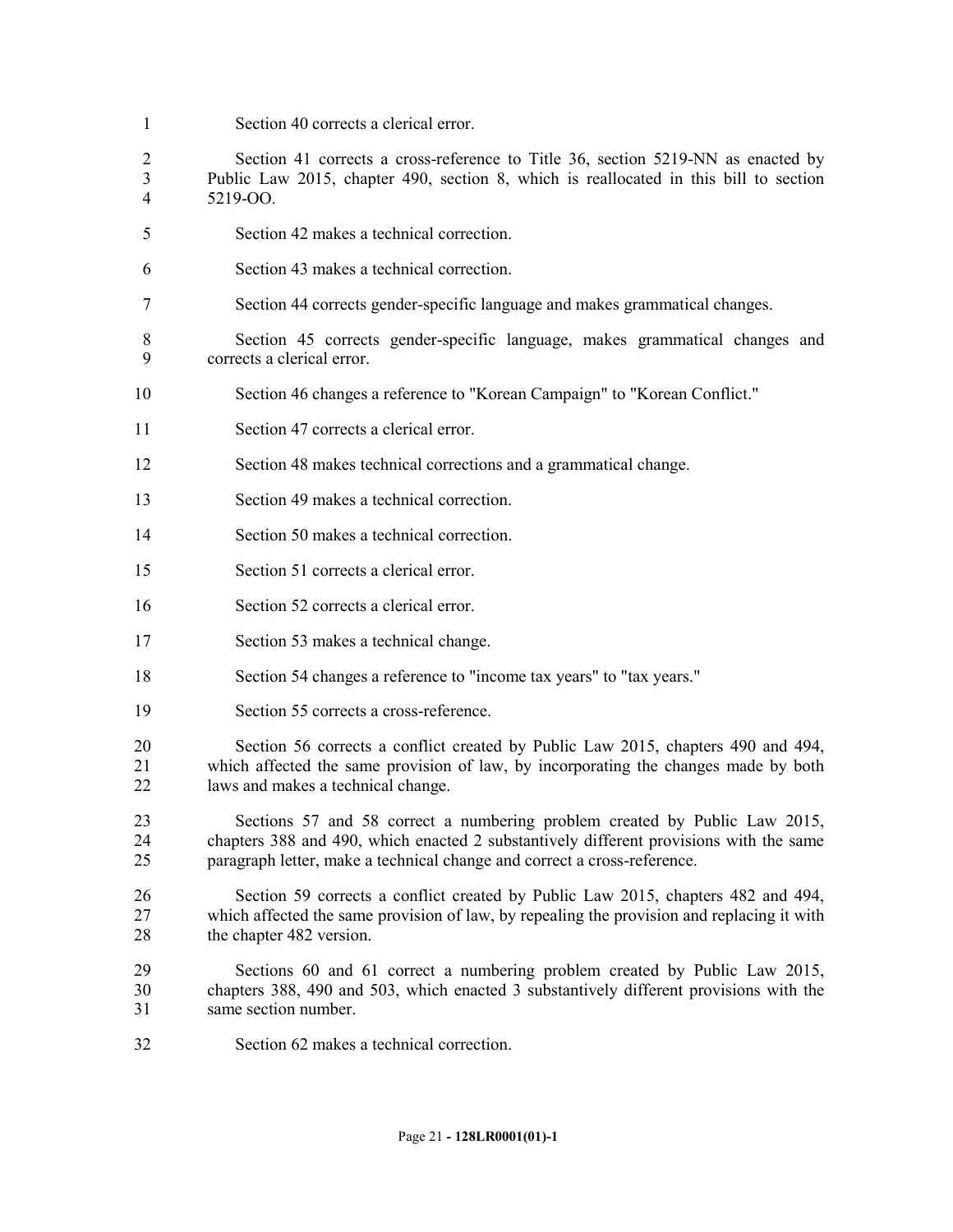Section 40 corrects a clerical error.

Section 41 corrects a cross-reference to Title 36, section 5219-NN as enacted by Public Law 2015, chapter 490, section 8, which is reallocated in this bill to section 5219-OO.

Section 42 makes a technical correction.

Section 43 makes a technical correction.

Section 44 corrects gender-specific language and makes grammatical changes.

Section 45 corrects gender-specific language, makes grammatical changes and corrects a clerical error.

Section 46 changes a reference to "Korean Campaign" to "Korean Conflict."

Section 47 corrects a clerical error.

Section 48 makes technical corrections and a grammatical change.

Section 49 makes a technical correction.

Section 50 makes a technical correction.

Section 51 corrects a clerical error.

Section 52 corrects a clerical error.

Section 53 makes a technical change.

Section 54 changes a reference to "income tax years" to "tax years."

Section 55 corrects a cross-reference.

Section 56 corrects a conflict created by Public Law 2015, chapters 490 and 494, which affected the same provision of law, by incorporating the changes made by both laws and makes a technical change.

Sections 57 and 58 correct a numbering problem created by Public Law 2015, chapters 388 and 490, which enacted 2 substantively different provisions with the same paragraph letter, make a technical change and correct a cross-reference.

Section 59 corrects a conflict created by Public Law 2015, chapters 482 and 494, which affected the same provision of law, by repealing the provision and replacing it with the chapter 482 version.

Sections 60 and 61 correct a numbering problem created by Public Law 2015, chapters 388, 490 and 503, which enacted 3 substantively different provisions with the same section number.

Section 62 makes a technical correction.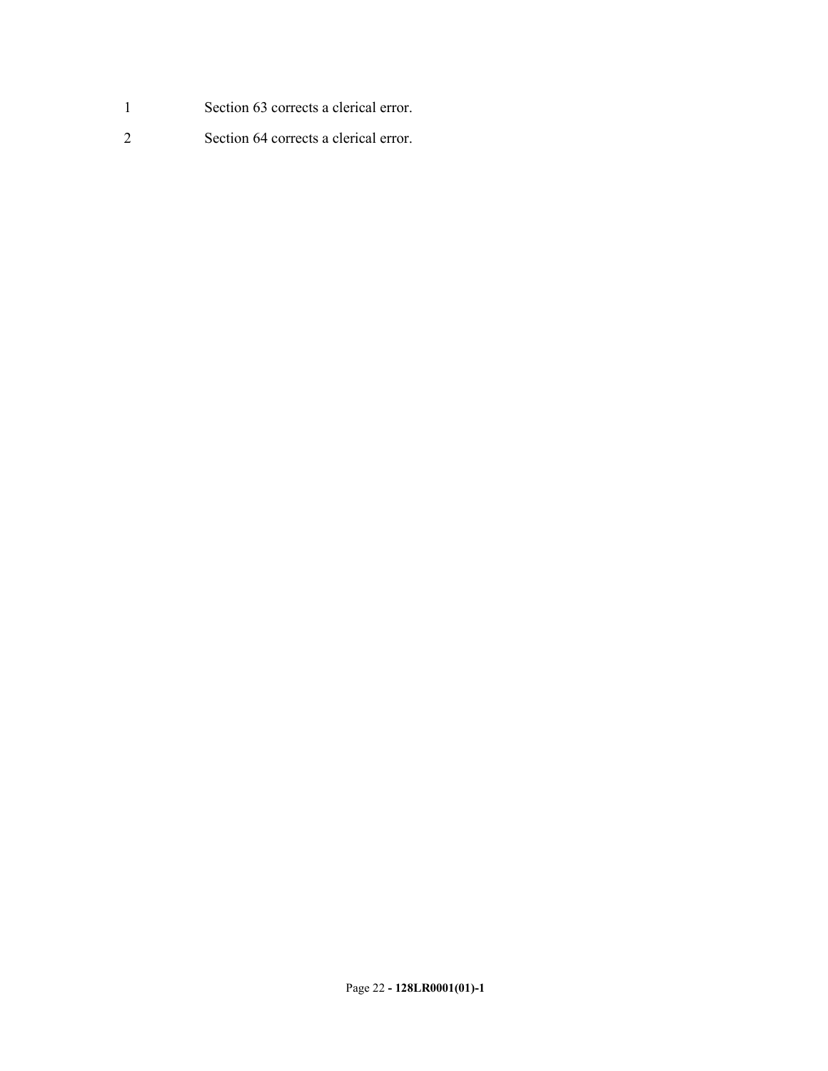Section 63 corrects a clerical error.

Section 64 corrects a clerical error.